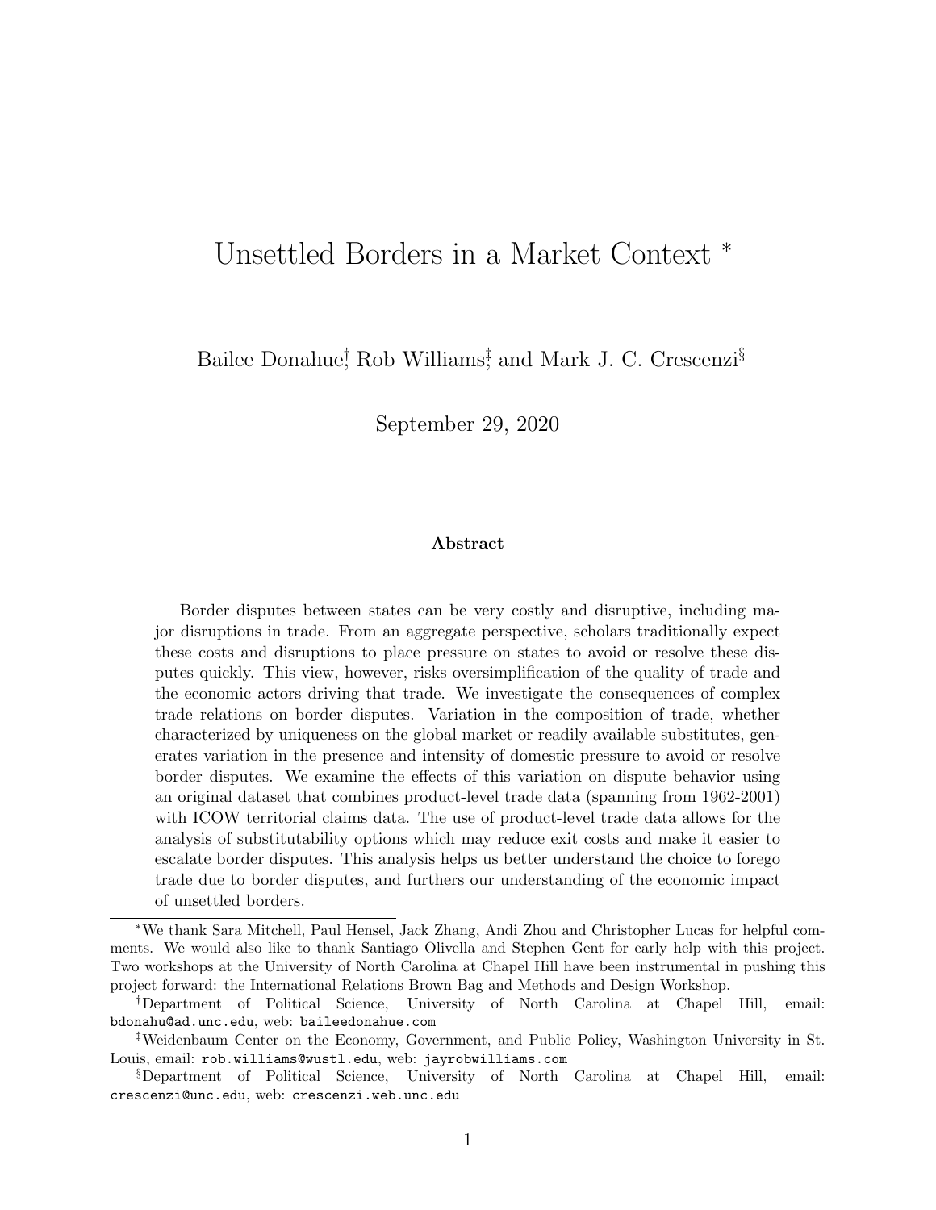# Unsettled Borders in a Market Context [*]

Bailee Donahue[†], Rob Williams[‡], and Mark J. C. Crescenzi[§]

September 29, 2020

### Abstract

Border disputes between states can be very costly and disruptive, including major disruptions in trade. From an aggregate perspective, scholars traditionally expect these costs and disruptions to place pressure on states to avoid or resolve these disputes quickly. This view, however, risks oversimplification of the quality of trade and the economic actors driving that trade. We investigate the consequences of complex trade relations on border disputes. Variation in the composition of trade, whether characterized by uniqueness on the global market or readily available substitutes, generates variation in the presence and intensity of domestic pressure to avoid or resolve border disputes. We examine the effects of this variation on dispute behavior using an original dataset that combines product-level trade data (spanning from 1962-2001) with ICOW territorial claims data. The use of product-level trade data allows for the analysis of substitutability options which may reduce exit costs and make it easier to escalate border disputes. This analysis helps us better understand the choice to forego trade due to border disputes, and furthers our understanding of the economic impact of unsettled borders.

---

[*] We thank Sara Mitchell, Paul Hensel, Jack Zhang, Andi Zhou and Christopher Lucas for helpful comments. We would also like to thank Santiago Olivella and Stephen Gent for early help with this project. Two workshops at the University of North Carolina at Chapel Hill have been instrumental in pushing this project forward: the International Relations Brown Bag and Methods and Design Workshop.

[†] Department of Political Science, University of North Carolina at Chapel Hill, email: bdonahu@ad.unc.edu, web: baileedonahue.com

[‡] Weidenbaum Center on the Economy, Government, and Public Policy, Washington University in St. Louis, email: rob.williams@wustl.edu, web: jayrobwilliams.com

[§] Department of Political Science, University of North Carolina at Chapel Hill, email: crescenzi@unc.edu, web: crescenzi.web.unc.edu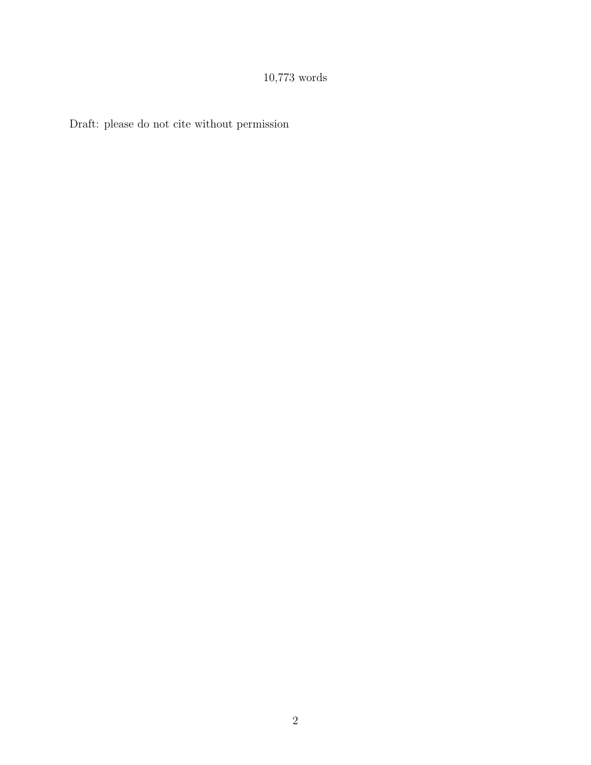10,773 words

Draft: please do not cite without permission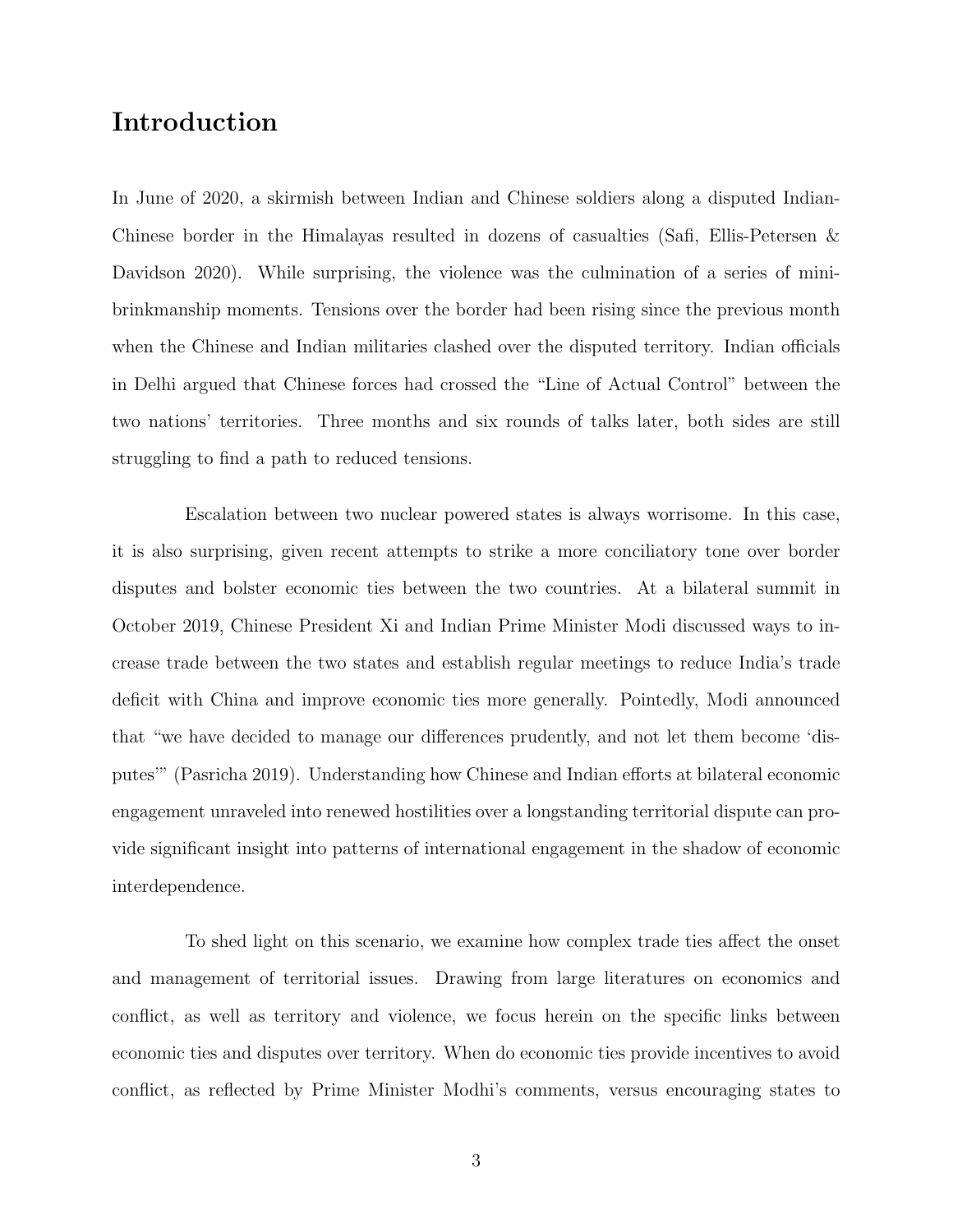# Introduction

In June of 2020, a skirmish between Indian and Chinese soldiers along a disputed Indian-Chinese border in the Himalayas resulted in dozens of casualties (Safi, Ellis-Petersen & Davidson 2020). While surprising, the violence was the culmination of a series of mini-brinkmanship moments. Tensions over the border had been rising since the previous month when the Chinese and Indian militaries clashed over the disputed territory. Indian officials in Delhi argued that Chinese forces had crossed the "Line of Actual Control" between the two nations' territories. Three months and six rounds of talks later, both sides are still struggling to find a path to reduced tensions.

Escalation between two nuclear powered states is always worrisome. In this case, it is also surprising, given recent attempts to strike a more conciliatory tone over border disputes and bolster economic ties between the two countries. At a bilateral summit in October 2019, Chinese President Xi and Indian Prime Minister Modi discussed ways to increase trade between the two states and establish regular meetings to reduce India's trade deficit with China and improve economic ties more generally. Pointedly, Modi announced that "we have decided to manage our differences prudently, and not let them become 'disputes'" (Pasricha 2019). Understanding how Chinese and Indian efforts at bilateral economic engagement unraveled into renewed hostilities over a longstanding territorial dispute can provide significant insight into patterns of international engagement in the shadow of economic interdependence.

To shed light on this scenario, we examine how complex trade ties affect the onset and management of territorial issues. Drawing from large literatures on economics and conflict, as well as territory and violence, we focus herein on the specific links between economic ties and disputes over territory. When do economic ties provide incentives to avoid conflict, as reflected by Prime Minister Modhi's comments, versus encouraging states to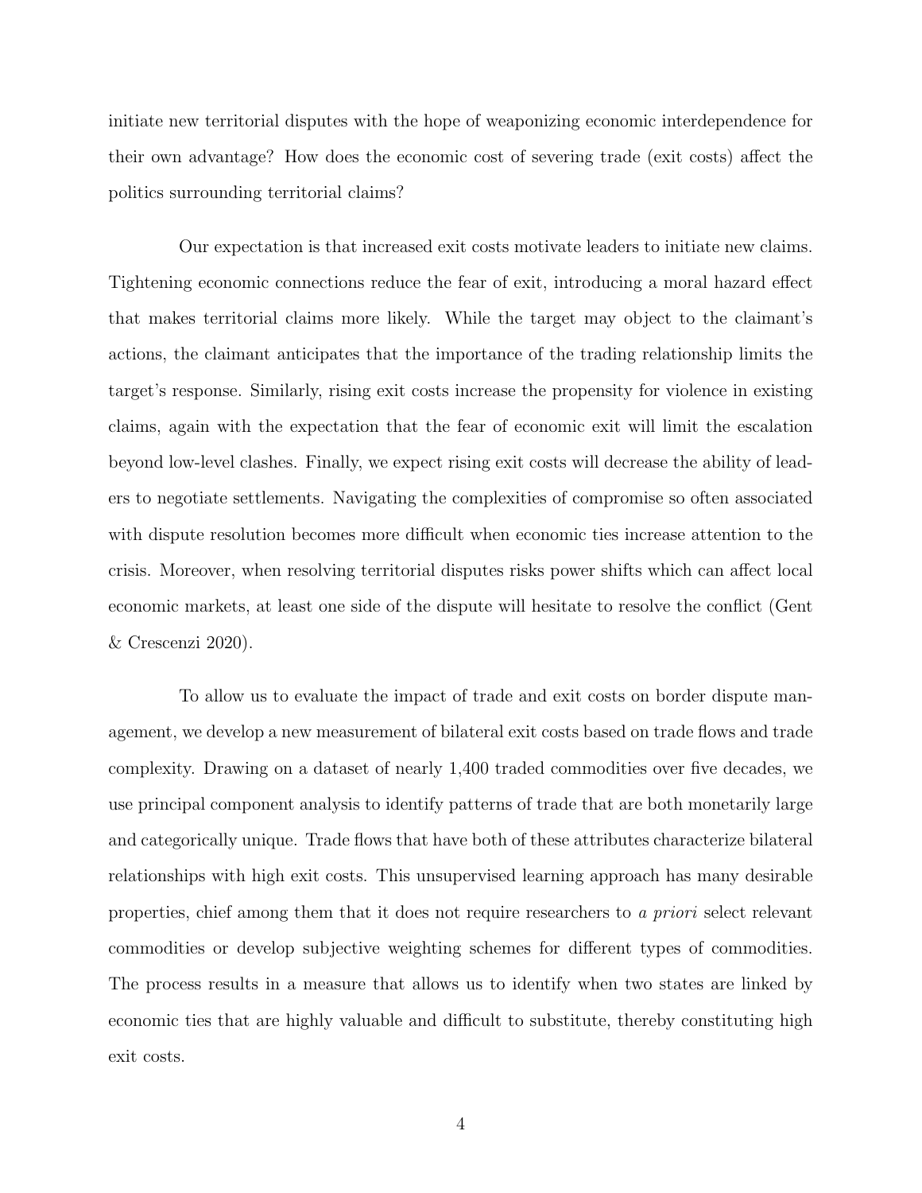initiate new territorial disputes with the hope of weaponizing economic interdependence for their own advantage? How does the economic cost of severing trade (exit costs) affect the politics surrounding territorial claims?

Our expectation is that increased exit costs motivate leaders to initiate new claims. Tightening economic connections reduce the fear of exit, introducing a moral hazard effect that makes territorial claims more likely. While the target may object to the claimant's actions, the claimant anticipates that the importance of the trading relationship limits the target's response. Similarly, rising exit costs increase the propensity for violence in existing claims, again with the expectation that the fear of economic exit will limit the escalation beyond low-level clashes. Finally, we expect rising exit costs will decrease the ability of leaders to negotiate settlements. Navigating the complexities of compromise so often associated with dispute resolution becomes more difficult when economic ties increase attention to the crisis. Moreover, when resolving territorial disputes risks power shifts which can affect local economic markets, at least one side of the dispute will hesitate to resolve the conflict (Gent & Crescenzi 2020).

To allow us to evaluate the impact of trade and exit costs on border dispute management, we develop a new measurement of bilateral exit costs based on trade flows and trade complexity. Drawing on a dataset of nearly 1,400 traded commodities over five decades, we use principal component analysis to identify patterns of trade that are both monetarily large and categorically unique. Trade flows that have both of these attributes characterize bilateral relationships with high exit costs. This unsupervised learning approach has many desirable properties, chief among them that it does not require researchers to *a priori* select relevant commodities or develop subjective weighting schemes for different types of commodities. The process results in a measure that allows us to identify when two states are linked by economic ties that are highly valuable and difficult to substitute, thereby constituting high exit costs.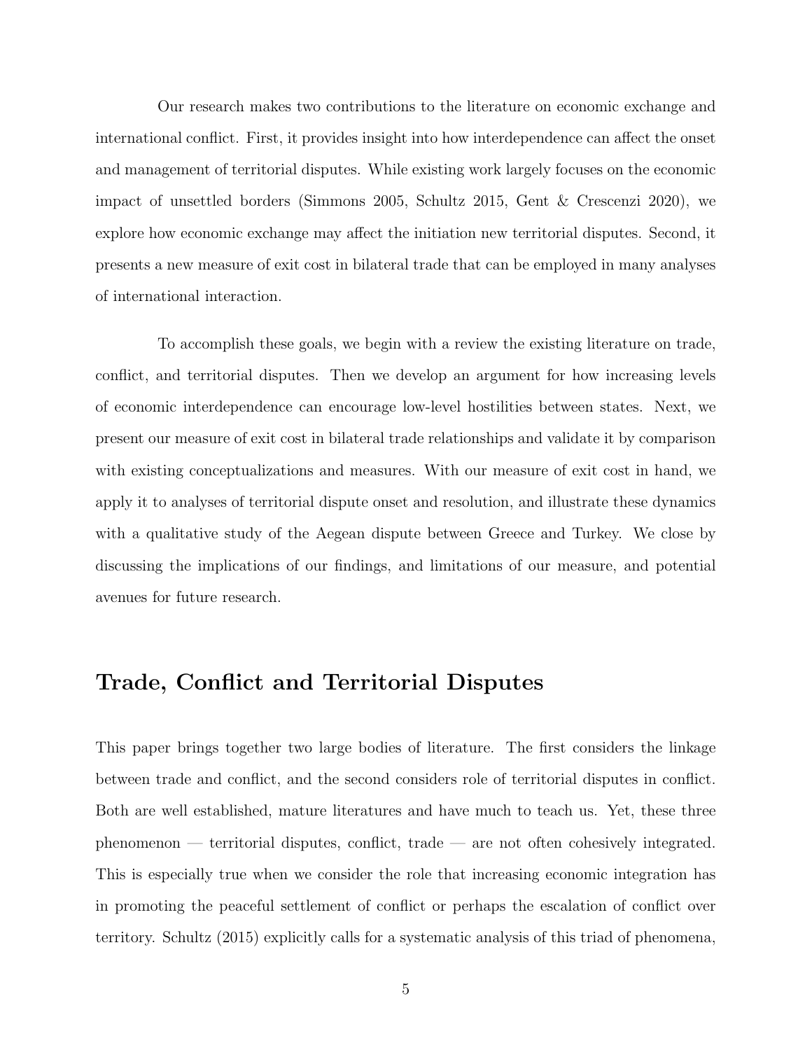Our research makes two contributions to the literature on economic exchange and international conflict. First, it provides insight into how interdependence can affect the onset and management of territorial disputes. While existing work largely focuses on the economic impact of unsettled borders (Simmons 2005, Schultz 2015, Gent & Crescenzi 2020), we explore how economic exchange may affect the initiation new territorial disputes. Second, it presents a new measure of exit cost in bilateral trade that can be employed in many analyses of international interaction.

To accomplish these goals, we begin with a review the existing literature on trade, conflict, and territorial disputes. Then we develop an argument for how increasing levels of economic interdependence can encourage low-level hostilities between states. Next, we present our measure of exit cost in bilateral trade relationships and validate it by comparison with existing conceptualizations and measures. With our measure of exit cost in hand, we apply it to analyses of territorial dispute onset and resolution, and illustrate these dynamics with a qualitative study of the Aegean dispute between Greece and Turkey. We close by discussing the implications of our findings, and limitations of our measure, and potential avenues for future research.

## Trade, Conflict and Territorial Disputes

This paper brings together two large bodies of literature. The first considers the linkage between trade and conflict, and the second considers role of territorial disputes in conflict. Both are well established, mature literatures and have much to teach us. Yet, these three phenomenon — territorial disputes, conflict, trade — are not often cohesively integrated. This is especially true when we consider the role that increasing economic integration has in promoting the peaceful settlement of conflict or perhaps the escalation of conflict over territory. Schultz (2015) explicitly calls for a systematic analysis of this triad of phenomena,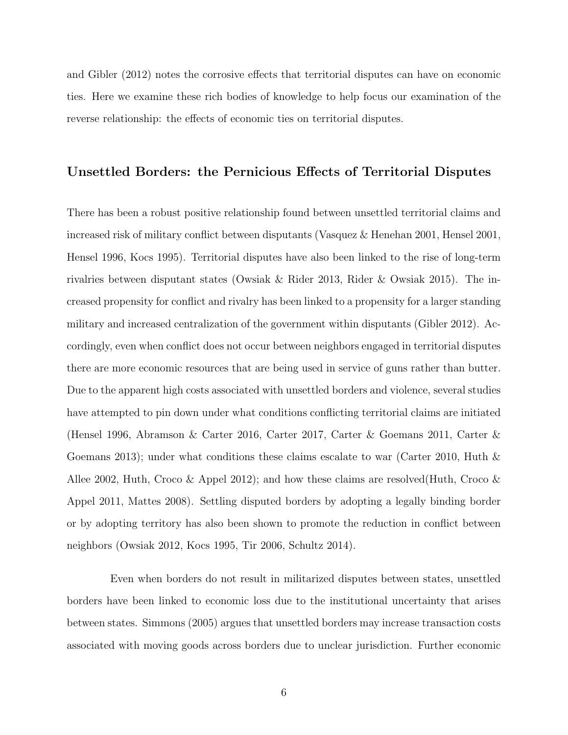and Gibler (2012) notes the corrosive effects that territorial disputes can have on economic ties. Here we examine these rich bodies of knowledge to help focus our examination of the reverse relationship: the effects of economic ties on territorial disputes.

## Unsettled Borders: the Pernicious Effects of Territorial Disputes

There has been a robust positive relationship found between unsettled territorial claims and increased risk of military conflict between disputants (Vasquez & Henehan 2001, Hensel 2001, Hensel 1996, Kocs 1995). Territorial disputes have also been linked to the rise of long-term rivalries between disputant states (Owsiak & Rider 2013, Rider & Owsiak 2015). The increased propensity for conflict and rivalry has been linked to a propensity for a larger standing military and increased centralization of the government within disputants (Gibler 2012). Accordingly, even when conflict does not occur between neighbors engaged in territorial disputes there are more economic resources that are being used in service of guns rather than butter. Due to the apparent high costs associated with unsettled borders and violence, several studies have attempted to pin down under what conditions conflicting territorial claims are initiated (Hensel 1996, Abramson & Carter 2016, Carter 2017, Carter & Goemans 2011, Carter & Goemans 2013); under what conditions these claims escalate to war (Carter 2010, Huth & Allee 2002, Huth, Croco & Appel 2012); and how these claims are resolved(Huth, Croco & Appel 2011, Mattes 2008). Settling disputed borders by adopting a legally binding border or by adopting territory has also been shown to promote the reduction in conflict between neighbors (Owsiak 2012, Kocs 1995, Tir 2006, Schultz 2014).

Even when borders do not result in militarized disputes between states, unsettled borders have been linked to economic loss due to the institutional uncertainty that arises between states. Simmons (2005) argues that unsettled borders may increase transaction costs associated with moving goods across borders due to unclear jurisdiction. Further economic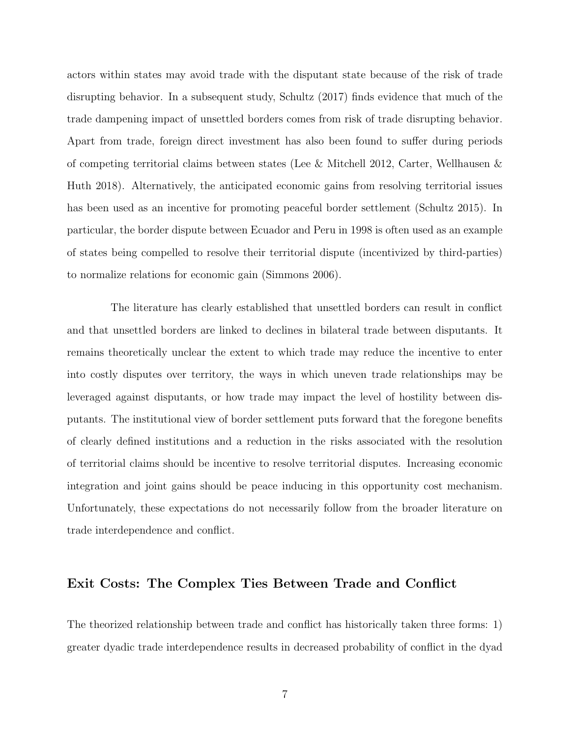actors within states may avoid trade with the disputant state because of the risk of trade disrupting behavior. In a subsequent study, Schultz (2017) finds evidence that much of the trade dampening impact of unsettled borders comes from risk of trade disrupting behavior. Apart from trade, foreign direct investment has also been found to suffer during periods of competing territorial claims between states (Lee & Mitchell 2012, Carter, Wellhausen & Huth 2018). Alternatively, the anticipated economic gains from resolving territorial issues has been used as an incentive for promoting peaceful border settlement (Schultz 2015). In particular, the border dispute between Ecuador and Peru in 1998 is often used as an example of states being compelled to resolve their territorial dispute (incentivized by third-parties) to normalize relations for economic gain (Simmons 2006).

The literature has clearly established that unsettled borders can result in conflict and that unsettled borders are linked to declines in bilateral trade between disputants. It remains theoretically unclear the extent to which trade may reduce the incentive to enter into costly disputes over territory, the ways in which uneven trade relationships may be leveraged against disputants, or how trade may impact the level of hostility between disputants. The institutional view of border settlement puts forward that the foregone benefits of clearly defined institutions and a reduction in the risks associated with the resolution of territorial claims should be incentive to resolve territorial disputes. Increasing economic integration and joint gains should be peace inducing in this opportunity cost mechanism. Unfortunately, these expectations do not necessarily follow from the broader literature on trade interdependence and conflict.

## Exit Costs: The Complex Ties Between Trade and Conflict

The theorized relationship between trade and conflict has historically taken three forms: 1) greater dyadic trade interdependence results in decreased probability of conflict in the dyad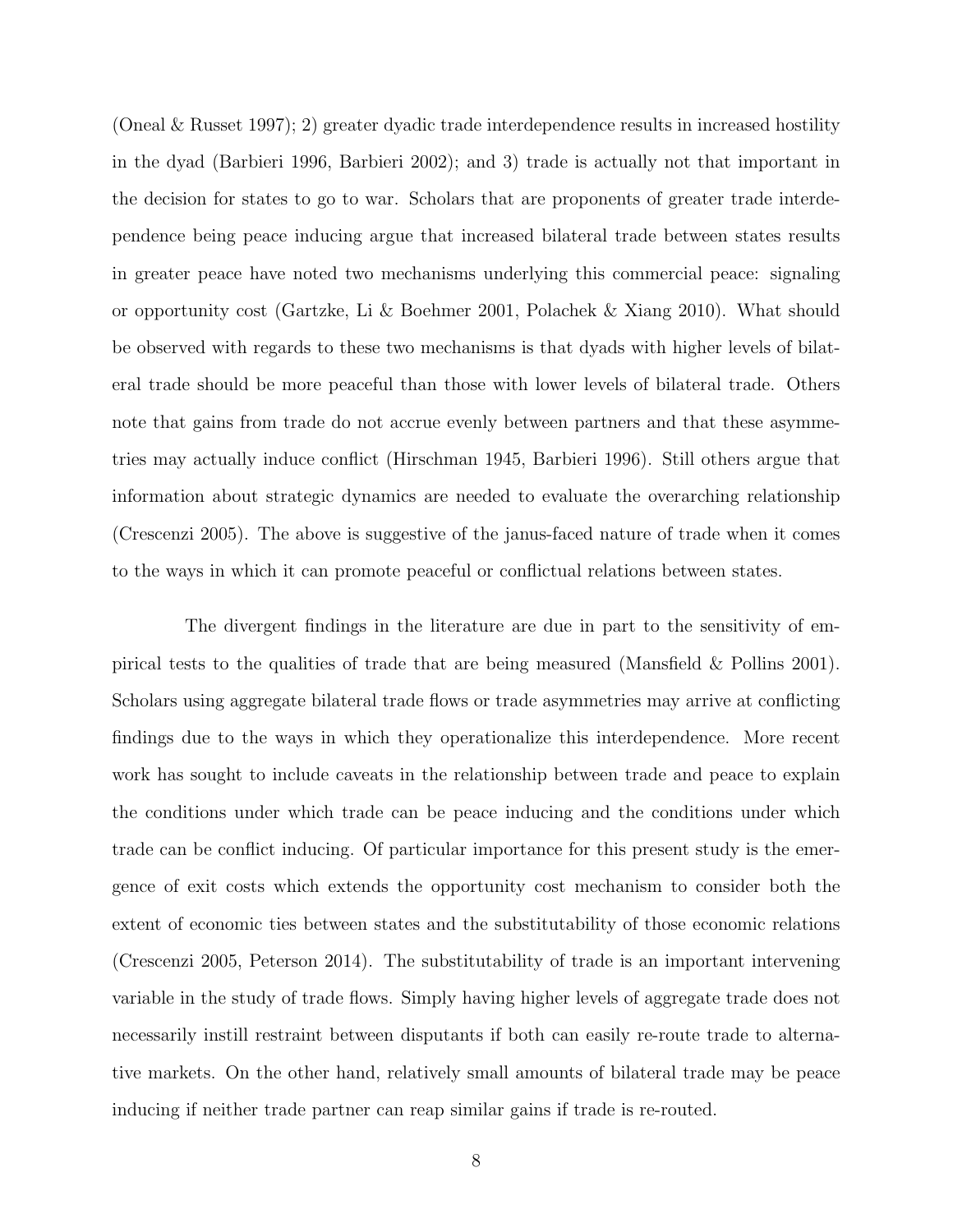(Oneal & Russet 1997); 2) greater dyadic trade interdependence results in increased hostility in the dyad (Barbieri 1996, Barbieri 2002); and 3) trade is actually not that important in the decision for states to go to war. Scholars that are proponents of greater trade interdependence being peace inducing argue that increased bilateral trade between states results in greater peace have noted two mechanisms underlying this commercial peace: signaling or opportunity cost (Gartzke, Li & Boehmer 2001, Polachek & Xiang 2010). What should be observed with regards to these two mechanisms is that dyads with higher levels of bilateral trade should be more peaceful than those with lower levels of bilateral trade. Others note that gains from trade do not accrue evenly between partners and that these asymmetries may actually induce conflict (Hirschman 1945, Barbieri 1996). Still others argue that information about strategic dynamics are needed to evaluate the overarching relationship (Crescenzi 2005). The above is suggestive of the janus-faced nature of trade when it comes to the ways in which it can promote peaceful or conflictual relations between states.

The divergent findings in the literature are due in part to the sensitivity of empirical tests to the qualities of trade that are being measured (Mansfield & Pollins 2001). Scholars using aggregate bilateral trade flows or trade asymmetries may arrive at conflicting findings due to the ways in which they operationalize this interdependence. More recent work has sought to include caveats in the relationship between trade and peace to explain the conditions under which trade can be peace inducing and the conditions under which trade can be conflict inducing. Of particular importance for this present study is the emergence of exit costs which extends the opportunity cost mechanism to consider both the extent of economic ties between states and the substitutability of those economic relations (Crescenzi 2005, Peterson 2014). The substitutability of trade is an important intervening variable in the study of trade flows. Simply having higher levels of aggregate trade does not necessarily instill restraint between disputants if both can easily re-route trade to alternative markets. On the other hand, relatively small amounts of bilateral trade may be peace inducing if neither trade partner can reap similar gains if trade is re-routed.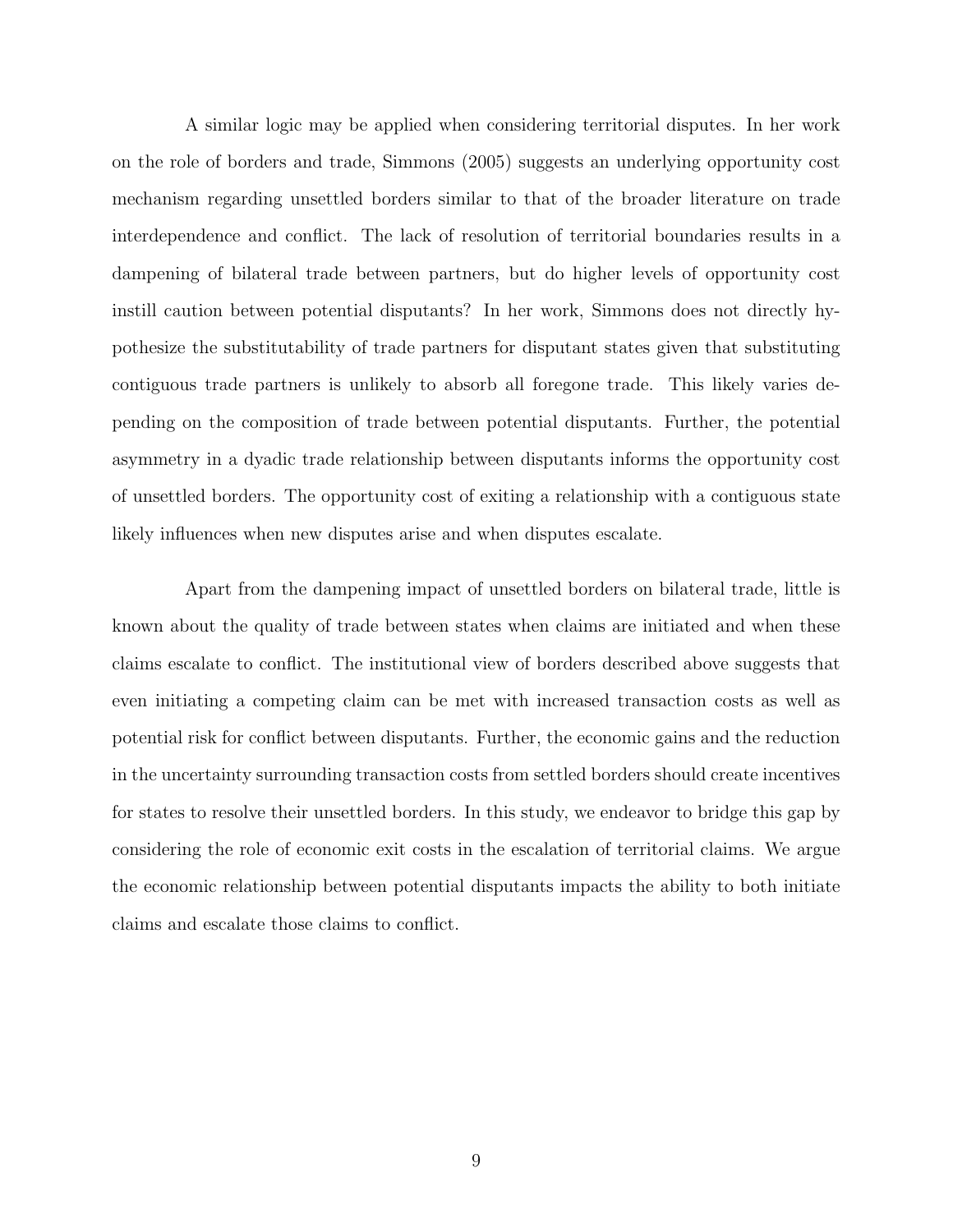A similar logic may be applied when considering territorial disputes. In her work on the role of borders and trade, Simmons (2005) suggests an underlying opportunity cost mechanism regarding unsettled borders similar to that of the broader literature on trade interdependence and conflict. The lack of resolution of territorial boundaries results in a dampening of bilateral trade between partners, but do higher levels of opportunity cost instill caution between potential disputants? In her work, Simmons does not directly hypothesize the substitutability of trade partners for disputant states given that substituting contiguous trade partners is unlikely to absorb all foregone trade. This likely varies depending on the composition of trade between potential disputants. Further, the potential asymmetry in a dyadic trade relationship between disputants informs the opportunity cost of unsettled borders. The opportunity cost of exiting a relationship with a contiguous state likely influences when new disputes arise and when disputes escalate.

Apart from the dampening impact of unsettled borders on bilateral trade, little is known about the quality of trade between states when claims are initiated and when these claims escalate to conflict. The institutional view of borders described above suggests that even initiating a competing claim can be met with increased transaction costs as well as potential risk for conflict between disputants. Further, the economic gains and the reduction in the uncertainty surrounding transaction costs from settled borders should create incentives for states to resolve their unsettled borders. In this study, we endeavor to bridge this gap by considering the role of economic exit costs in the escalation of territorial claims. We argue the economic relationship between potential disputants impacts the ability to both initiate claims and escalate those claims to conflict.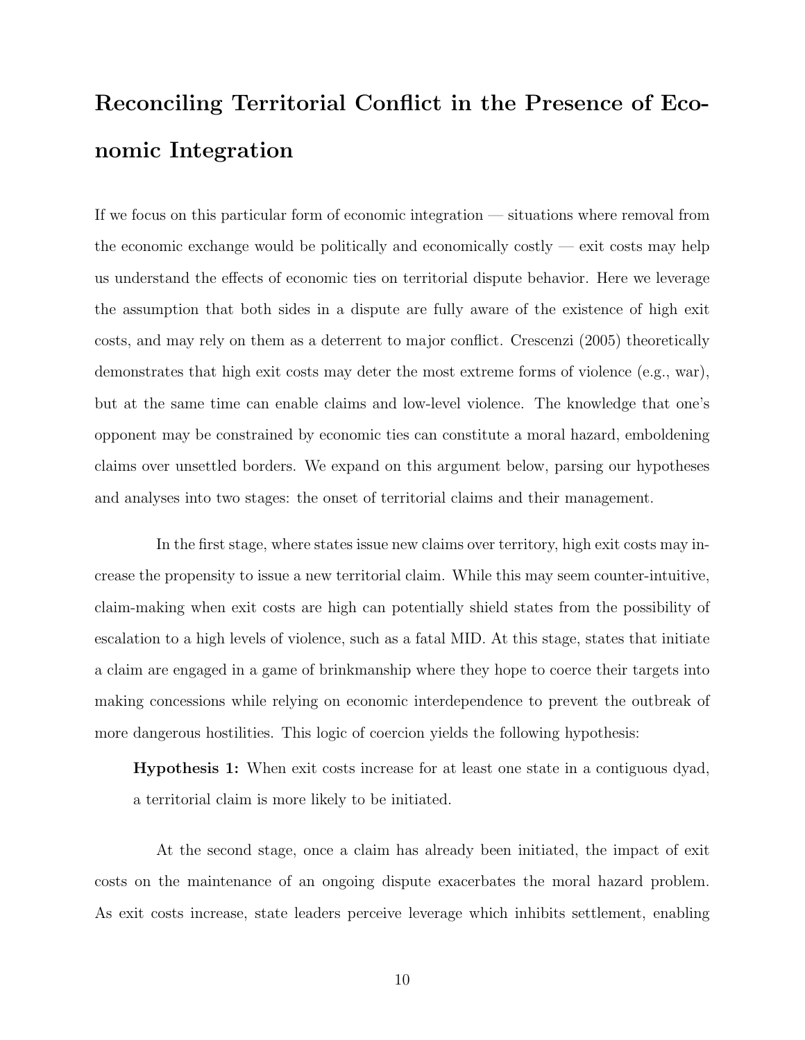## Reconciling Territorial Conflict in the Presence of Economic Integration

If we focus on this particular form of economic integration — situations where removal from the economic exchange would be politically and economically costly — exit costs may help us understand the effects of economic ties on territorial dispute behavior. Here we leverage the assumption that both sides in a dispute are fully aware of the existence of high exit costs, and may rely on them as a deterrent to major conflict. Crescenzi (2005) theoretically demonstrates that high exit costs may deter the most extreme forms of violence (e.g., war), but at the same time can enable claims and low-level violence. The knowledge that one's opponent may be constrained by economic ties can constitute a moral hazard, emboldening claims over unsettled borders. We expand on this argument below, parsing our hypotheses and analyses into two stages: the onset of territorial claims and their management.

In the first stage, where states issue new claims over territory, high exit costs may increase the propensity to issue a new territorial claim. While this may seem counter-intuitive, claim-making when exit costs are high can potentially shield states from the possibility of escalation to a high levels of violence, such as a fatal MID. At this stage, states that initiate a claim are engaged in a game of brinkmanship where they hope to coerce their targets into making concessions while relying on economic interdependence to prevent the outbreak of more dangerous hostilities. This logic of coercion yields the following hypothesis:

> **Hypothesis 1:** When exit costs increase for at least one state in a contiguous dyad, a territorial claim is more likely to be initiated.

At the second stage, once a claim has already been initiated, the impact of exit costs on the maintenance of an ongoing dispute exacerbates the moral hazard problem. As exit costs increase, state leaders perceive leverage which inhibits settlement, enabling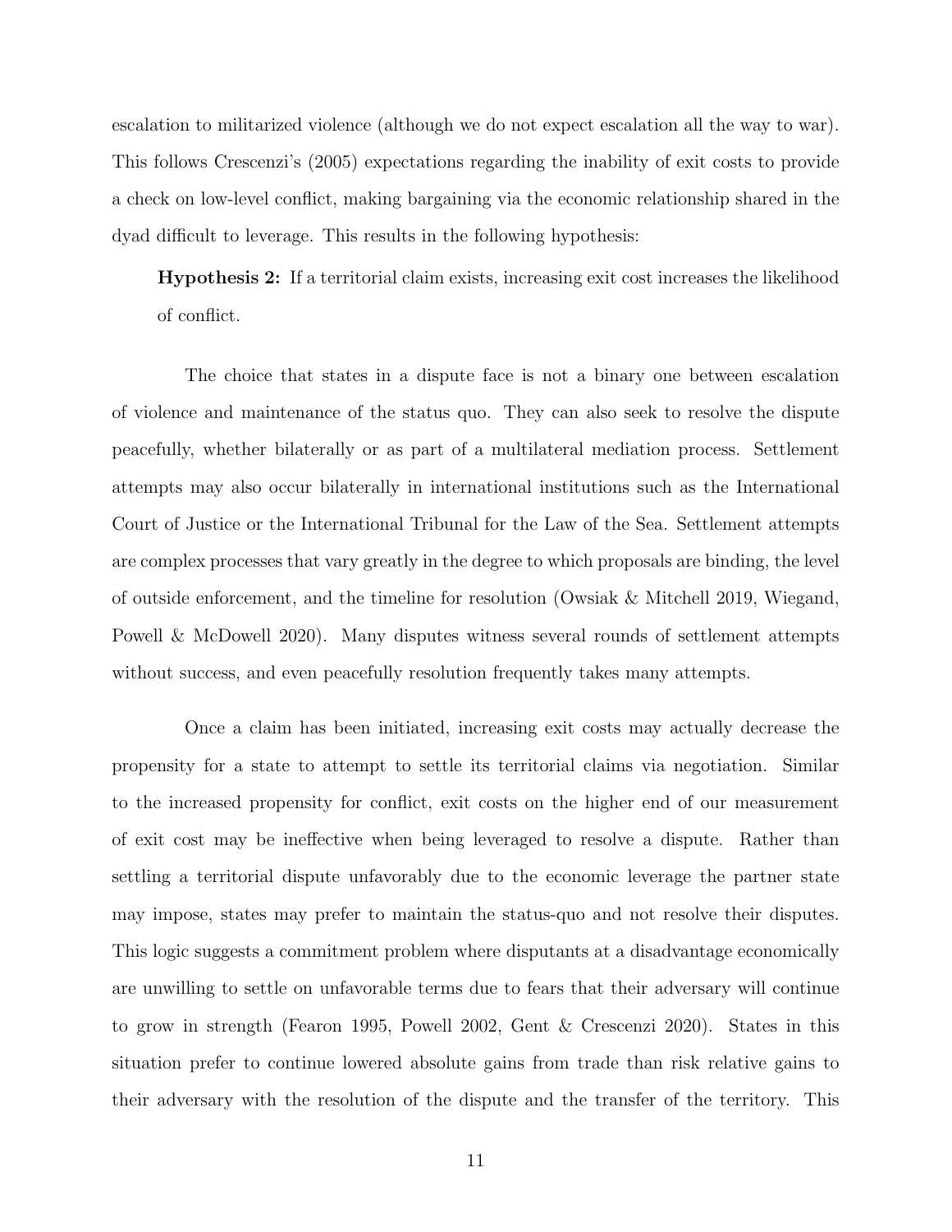escalation to militarized violence (although we do not expect escalation all the way to war). This follows Crescenzi's (2005) expectations regarding the inability of exit costs to provide a check on low-level conflict, making bargaining via the economic relationship shared in the dyad difficult to leverage. This results in the following hypothesis:

**Hypothesis 2:** If a territorial claim exists, increasing exit cost increases the likelihood of conflict.

The choice that states in a dispute face is not a binary one between escalation of violence and maintenance of the status quo. They can also seek to resolve the dispute peacefully, whether bilaterally or as part of a multilateral mediation process. Settlement attempts may also occur bilaterally in international institutions such as the International Court of Justice or the International Tribunal for the Law of the Sea. Settlement attempts are complex processes that vary greatly in the degree to which proposals are binding, the level of outside enforcement, and the timeline for resolution (Owsiak & Mitchell 2019, Wiegand, Powell & McDowell 2020). Many disputes witness several rounds of settlement attempts without success, and even peacefully resolution frequently takes many attempts.

Once a claim has been initiated, increasing exit costs may actually decrease the propensity for a state to attempt to settle its territorial claims via negotiation. Similar to the increased propensity for conflict, exit costs on the higher end of our measurement of exit cost may be ineffective when being leveraged to resolve a dispute. Rather than settling a territorial dispute unfavorably due to the economic leverage the partner state may impose, states may prefer to maintain the status-quo and not resolve their disputes. This logic suggests a commitment problem where disputants at a disadvantage economically are unwilling to settle on unfavorable terms due to fears that their adversary will continue to grow in strength (Fearon 1995, Powell 2002, Gent & Crescenzi 2020). States in this situation prefer to continue lowered absolute gains from trade than risk relative gains to their adversary with the resolution of the dispute and the transfer of the territory. This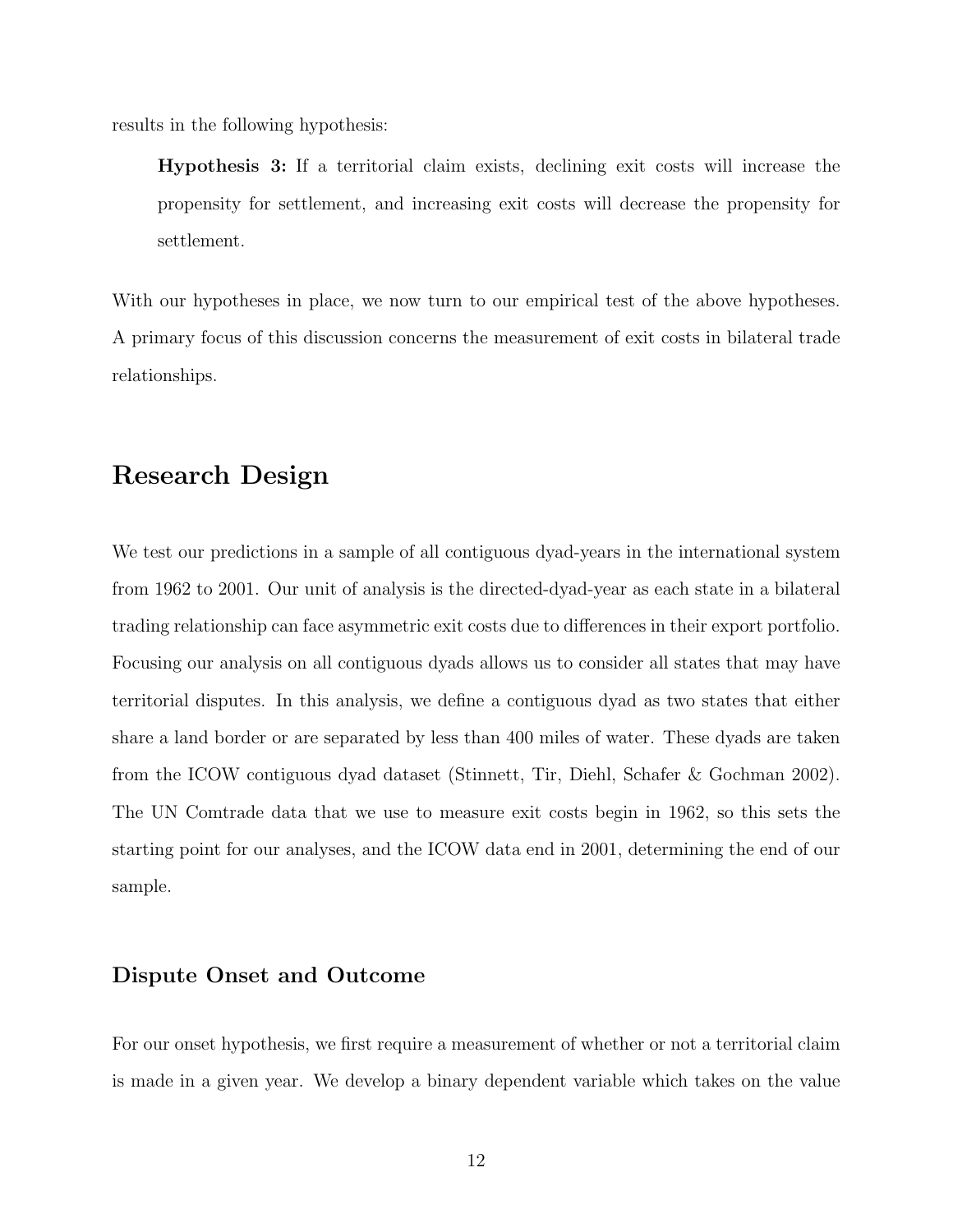results in the following hypothesis:

> **Hypothesis 3:** If a territorial claim exists, declining exit costs will increase the propensity for settlement, and increasing exit costs will decrease the propensity for settlement.

With our hypotheses in place, we now turn to our empirical test of the above hypotheses. A primary focus of this discussion concerns the measurement of exit costs in bilateral trade relationships.

## Research Design

We test our predictions in a sample of all contiguous dyad-years in the international system from 1962 to 2001. Our unit of analysis is the directed-dyad-year as each state in a bilateral trading relationship can face asymmetric exit costs due to differences in their export portfolio. Focusing our analysis on all contiguous dyads allows us to consider all states that may have territorial disputes. In this analysis, we define a contiguous dyad as two states that either share a land border or are separated by less than 400 miles of water. These dyads are taken from the ICOW contiguous dyad dataset (Stinnett, Tir, Diehl, Schafer & Gochman 2002). The UN Comtrade data that we use to measure exit costs begin in 1962, so this sets the starting point for our analyses, and the ICOW data end in 2001, determining the end of our sample.

### Dispute Onset and Outcome

For our onset hypothesis, we first require a measurement of whether or not a territorial claim is made in a given year. We develop a binary dependent variable which takes on the value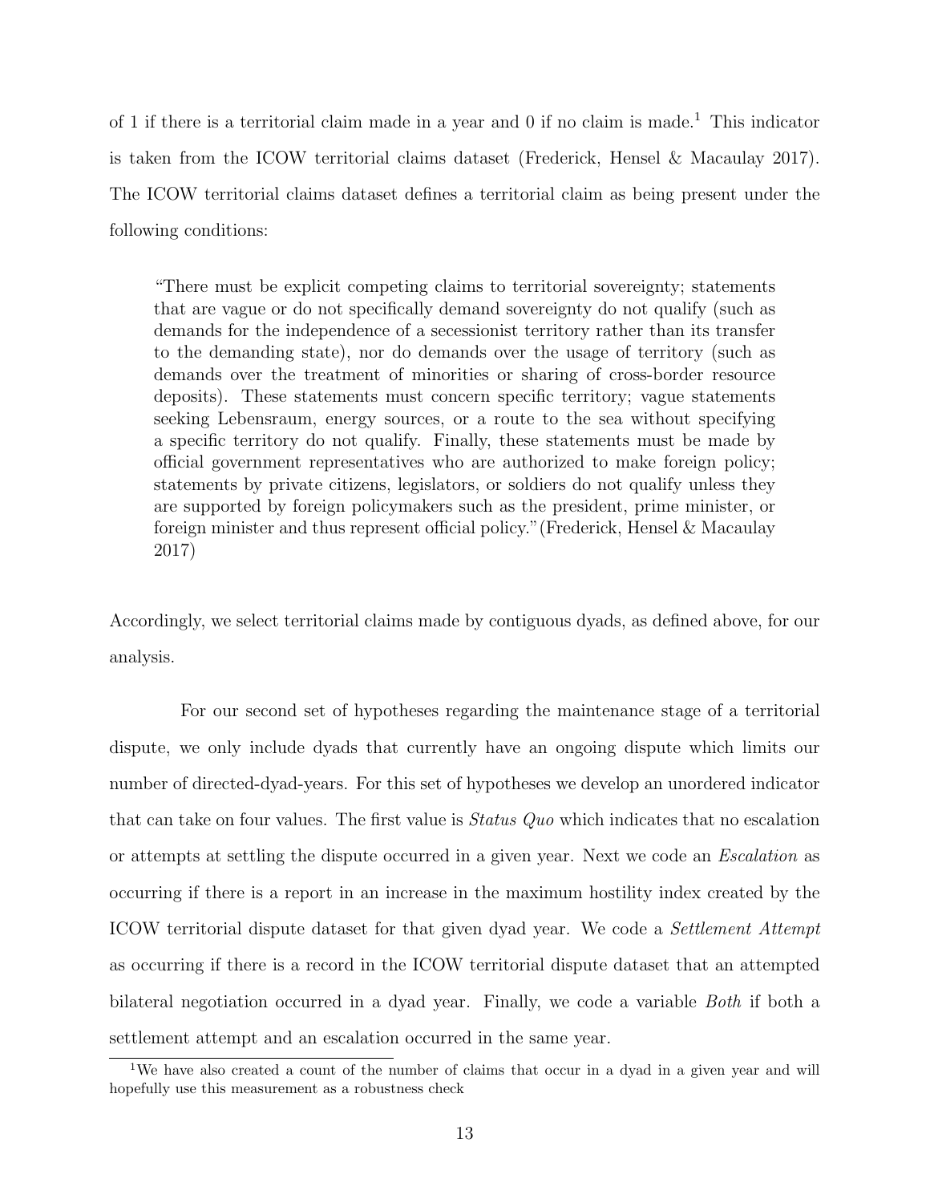of 1 if there is a territorial claim made in a year and 0 if no claim is made.[1] This indicator is taken from the ICOW territorial claims dataset (Frederick, Hensel & Macaulay 2017). The ICOW territorial claims dataset defines a territorial claim as being present under the following conditions:

> "There must be explicit competing claims to territorial sovereignty; statements that are vague or do not specifically demand sovereignty do not qualify (such as demands for the independence of a secessionist territory rather than its transfer to the demanding state), nor do demands over the usage of territory (such as demands over the treatment of minorities or sharing of cross-border resource deposits). These statements must concern specific territory; vague statements seeking Lebensraum, energy sources, or a route to the sea without specifying a specific territory do not qualify. Finally, these statements must be made by official government representatives who are authorized to make foreign policy; statements by private citizens, legislators, or soldiers do not qualify unless they are supported by foreign policymakers such as the president, prime minister, or foreign minister and thus represent official policy."(Frederick, Hensel & Macaulay 2017)

Accordingly, we select territorial claims made by contiguous dyads, as defined above, for our analysis.

For our second set of hypotheses regarding the maintenance stage of a territorial dispute, we only include dyads that currently have an ongoing dispute which limits our number of directed-dyad-years. For this set of hypotheses we develop an unordered indicator that can take on four values. The first value is *Status Quo* which indicates that no escalation or attempts at settling the dispute occurred in a given year. Next we code an *Escalation* as occurring if there is a report in an increase in the maximum hostility index created by the ICOW territorial dispute dataset for that given dyad year. We code a *Settlement Attempt* as occurring if there is a record in the ICOW territorial dispute dataset that an attempted bilateral negotiation occurred in a dyad year. Finally, we code a variable *Both* if both a settlement attempt and an escalation occurred in the same year.

[1] We have also created a count of the number of claims that occur in a dyad in a given year and will hopefully use this measurement as a robustness check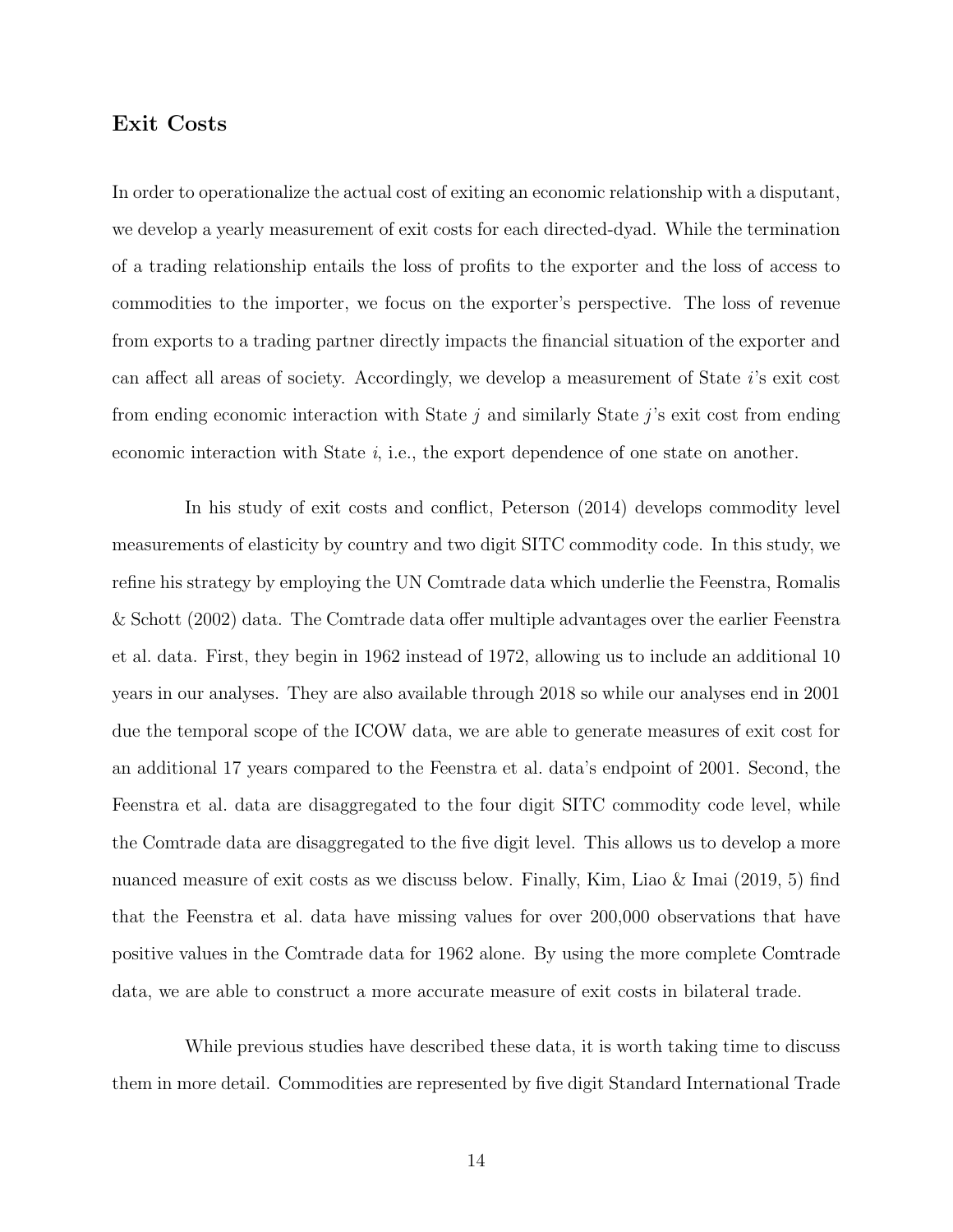## Exit Costs

In order to operationalize the actual cost of exiting an economic relationship with a disputant, we develop a yearly measurement of exit costs for each directed-dyad. While the termination of a trading relationship entails the loss of profits to the exporter and the loss of access to commodities to the importer, we focus on the exporter's perspective. The loss of revenue from exports to a trading partner directly impacts the financial situation of the exporter and can affect all areas of society. Accordingly, we develop a measurement of State $i$'s exit cost from ending economic interaction with State $j$ and similarly State $j$'s exit cost from ending economic interaction with State $i$, i.e., the export dependence of one state on another.

In his study of exit costs and conflict, Peterson (2014) develops commodity level measurements of elasticity by country and two digit SITC commodity code. In this study, we refine his strategy by employing the UN Comtrade data which underlie the Feenstra, Romalis & Schott (2002) data. The Comtrade data offer multiple advantages over the earlier Feenstra et al. data. First, they begin in 1962 instead of 1972, allowing us to include an additional 10 years in our analyses. They are also available through 2018 so while our analyses end in 2001 due the temporal scope of the ICOW data, we are able to generate measures of exit cost for an additional 17 years compared to the Feenstra et al. data's endpoint of 2001. Second, the Feenstra et al. data are disaggregated to the four digit SITC commodity code level, while the Comtrade data are disaggregated to the five digit level. This allows us to develop a more nuanced measure of exit costs as we discuss below. Finally, Kim, Liao & Imai (2019, 5) find that the Feenstra et al. data have missing values for over 200,000 observations that have positive values in the Comtrade data for 1962 alone. By using the more complete Comtrade data, we are able to construct a more accurate measure of exit costs in bilateral trade.

While previous studies have described these data, it is worth taking time to discuss them in more detail. Commodities are represented by five digit Standard International Trade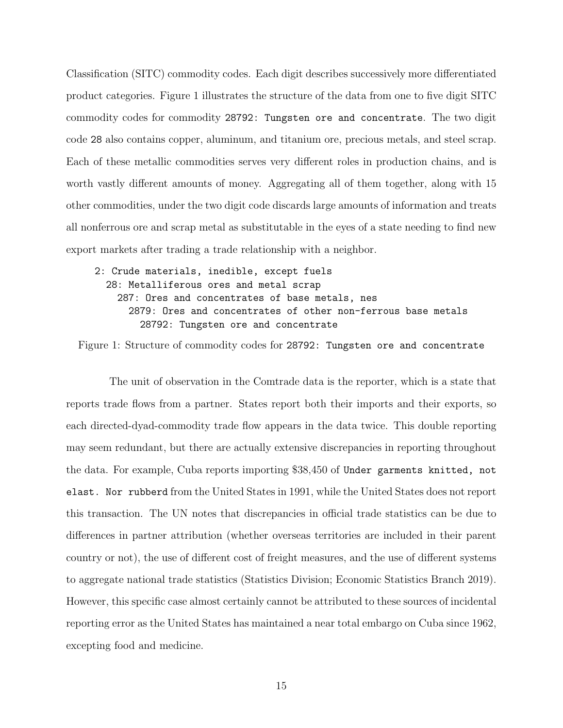Classification (SITC) commodity codes. Each digit describes successively more differentiated product categories. Figure 1 illustrates the structure of the data from one to five digit SITC commodity codes for commodity `28792: Tungsten ore and concentrate`. The two digit code `28` also contains copper, aluminum, and titanium ore, precious metals, and steel scrap. Each of these metallic commodities serves very different roles in production chains, and is worth vastly different amounts of money. Aggregating all of them together, along with 15 other commodities, under the two digit code discards large amounts of information and treats all nonferrous ore and scrap metal as substitutable in the eyes of a state needing to find new export markets after trading a trade relationship with a neighbor.

```
2: Crude materials, inedible, except fuels
  28: Metalliferous ores and metal scrap
    287: Ores and concentrates of base metals, nes
      2879: Ores and concentrates of other non-ferrous base metals
        28792: Tungsten ore and concentrate
```

Figure 1: Structure of commodity codes for `28792: Tungsten ore and concentrate`

The unit of observation in the Comtrade data is the reporter, which is a state that reports trade flows from a partner. States report both their imports and their exports, so each directed-dyad-commodity trade flow appears in the data twice. This double reporting may seem redundant, but there are actually extensive discrepancies in reporting throughout the data. For example, Cuba reports importing \$38,450 of `Under garments knitted, not elast. Nor rubberd` from the United States in 1991, while the United States does not report this transaction. The UN notes that discrepancies in official trade statistics can be due to differences in partner attribution (whether overseas territories are included in their parent country or not), the use of different cost of freight measures, and the use of different systems to aggregate national trade statistics (Statistics Division; Economic Statistics Branch 2019). However, this specific case almost certainly cannot be attributed to these sources of incidental reporting error as the United States has maintained a near total embargo on Cuba since 1962, excepting food and medicine.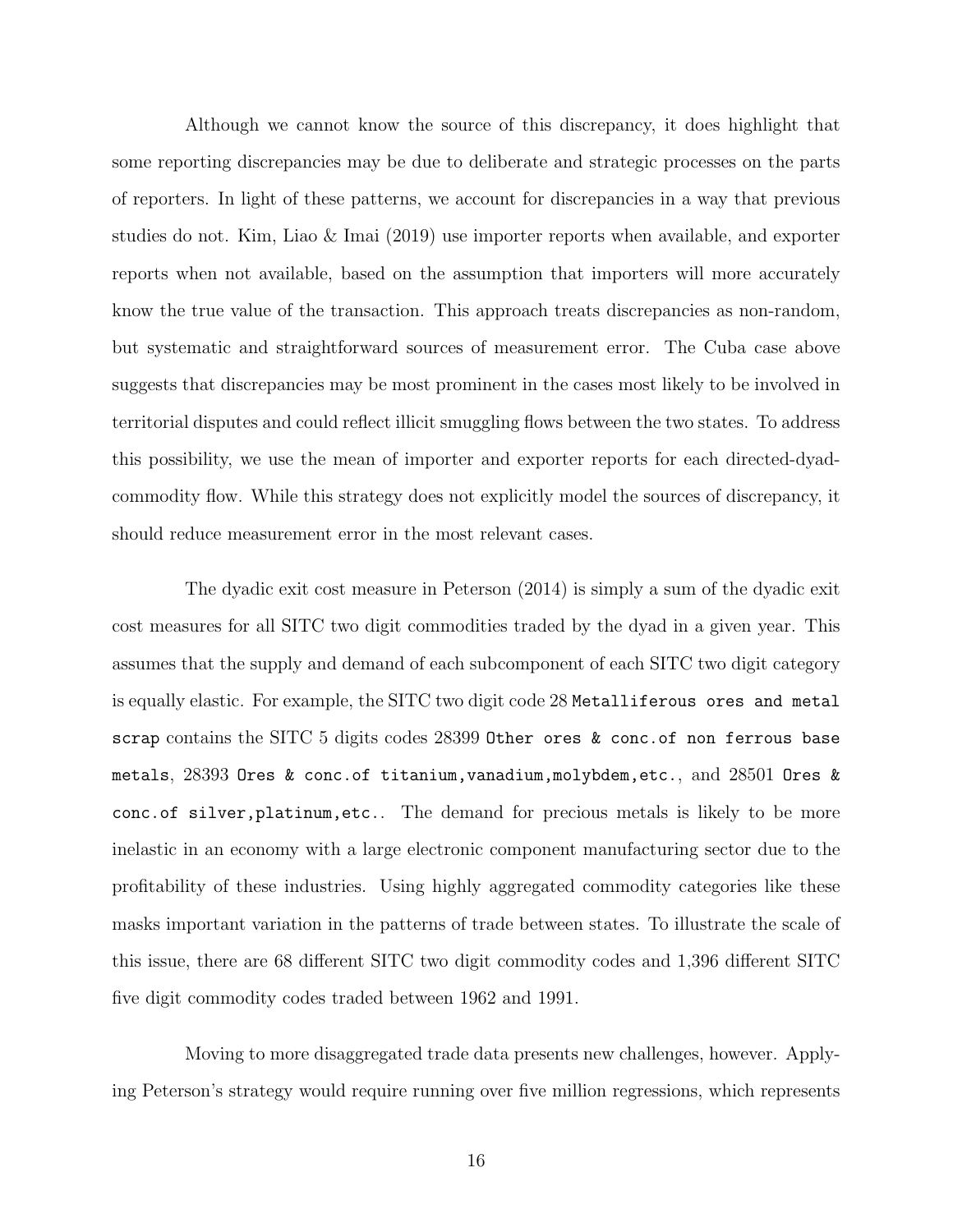Although we cannot know the source of this discrepancy, it does highlight that some reporting discrepancies may be due to deliberate and strategic processes on the parts of reporters. In light of these patterns, we account for discrepancies in a way that previous studies do not. Kim, Liao & Imai (2019) use importer reports when available, and exporter reports when not available, based on the assumption that importers will more accurately know the true value of the transaction. This approach treats discrepancies as non-random, but systematic and straightforward sources of measurement error. The Cuba case above suggests that discrepancies may be most prominent in the cases most likely to be involved in territorial disputes and could reflect illicit smuggling flows between the two states. To address this possibility, we use the mean of importer and exporter reports for each directed-dyad-commodity flow. While this strategy does not explicitly model the sources of discrepancy, it should reduce measurement error in the most relevant cases.

The dyadic exit cost measure in Peterson (2014) is simply a sum of the dyadic exit cost measures for all SITC two digit commodities traded by the dyad in a given year. This assumes that the supply and demand of each subcomponent of each SITC two digit category is equally elastic. For example, the SITC two digit code 28 `Metalliferous ores and metal scrap` contains the SITC 5 digits codes 28399 `Other ores & conc.of non ferrous base metals`, 28393 `Ores & conc.of titanium,vanadium,molybdem,etc.`, and 28501 `Ores & conc.of silver,platinum,etc.`. The demand for precious metals is likely to be more inelastic in an economy with a large electronic component manufacturing sector due to the profitability of these industries. Using highly aggregated commodity categories like these masks important variation in the patterns of trade between states. To illustrate the scale of this issue, there are 68 different SITC two digit commodity codes and 1,396 different SITC five digit commodity codes traded between 1962 and 1991.

Moving to more disaggregated trade data presents new challenges, however. Applying Peterson's strategy would require running over five million regressions, which represents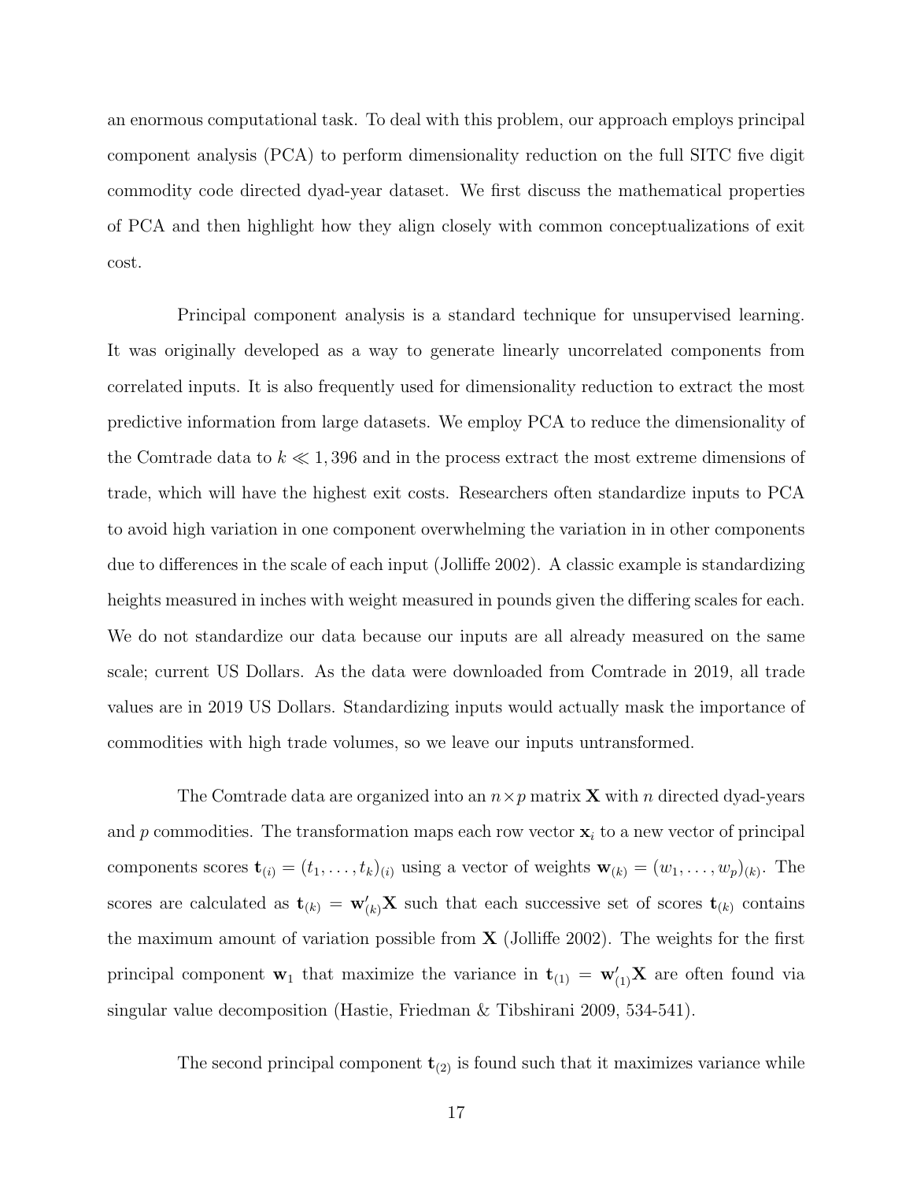an enormous computational task. To deal with this problem, our approach employs principal component analysis (PCA) to perform dimensionality reduction on the full SITC five digit commodity code directed dyad-year dataset. We first discuss the mathematical properties of PCA and then highlight how they align closely with common conceptualizations of exit cost.

Principal component analysis is a standard technique for unsupervised learning. It was originally developed as a way to generate linearly uncorrelated components from correlated inputs. It is also frequently used for dimensionality reduction to extract the most predictive information from large datasets. We employ PCA to reduce the dimensionality of the Comtrade data to $k \ll 1,396$ and in the process extract the most extreme dimensions of trade, which will have the highest exit costs. Researchers often standardize inputs to PCA to avoid high variation in one component overwhelming the variation in in other components due to differences in the scale of each input (Jolliffe 2002). A classic example is standardizing heights measured in inches with weight measured in pounds given the differing scales for each. We do not standardize our data because our inputs are all already measured on the same scale; current US Dollars. As the data were downloaded from Comtrade in 2019, all trade values are in 2019 US Dollars. Standardizing inputs would actually mask the importance of commodities with high trade volumes, so we leave our inputs untransformed.

The Comtrade data are organized into an $n \times p$ matrix $\mathbf{X}$ with $n$ directed dyad-years and $p$ commodities. The transformation maps each row vector $\mathbf{x}_i$ to a new vector of principal components scores $\mathbf{t}_{(i)} = (t_1, \ldots, t_k)_{(i)}$ using a vector of weights $\mathbf{w}_{(k)} = (w_1, \ldots, w_p)_{(k)}$. The scores are calculated as $\mathbf{t}_{(k)} = \mathbf{w}'_{(k)}\mathbf{X}$ such that each successive set of scores $\mathbf{t}_{(k)}$ contains the maximum amount of variation possible from $\mathbf{X}$ (Jolliffe 2002). The weights for the first principal component $\mathbf{w}_1$ that maximize the variance in $\mathbf{t}_{(1)} = \mathbf{w}'_{(1)}\mathbf{X}$ are often found via singular value decomposition (Hastie, Friedman & Tibshirani 2009, 534-541).

The second principal component $\mathbf{t}_{(2)}$ is found such that it maximizes variance while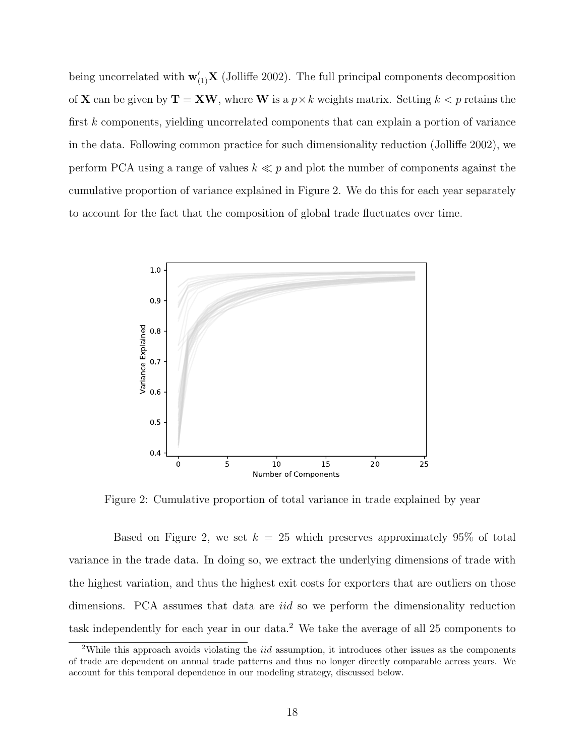being uncorrelated with $\mathbf{w}'_{(1)}\mathbf{X}$ (Jolliffe 2002). The full principal components decomposition of $\mathbf{X}$ can be given by $\mathbf{T} = \mathbf{X}\mathbf{W}$, where $\mathbf{W}$ is a $p \times k$ weights matrix. Setting $k < p$ retains the first $k$ components, yielding uncorrelated components that can explain a portion of variance in the data. Following common practice for such dimensionality reduction (Jolliffe 2002), we perform PCA using a range of values $k \ll p$ and plot the number of components against the cumulative proportion of variance explained in Figure 2. We do this for each year separately to account for the fact that the composition of global trade fluctuates over time.

Figure 2: Cumulative proportion of total variance in trade explained by year

Based on Figure 2, we set $k = 25$ which preserves approximately 95% of total variance in the trade data. In doing so, we extract the underlying dimensions of trade with the highest variation, and thus the highest exit costs for exporters that are outliers on those dimensions. PCA assumes that data are *iid* so we perform the dimensionality reduction task independently for each year in our data.[2] We take the average of all 25 components to

[2] While this approach avoids violating the *iid* assumption, it introduces other issues as the components of trade are dependent on annual trade patterns and thus no longer directly comparable across years. We account for this temporal dependence in our modeling strategy, discussed below.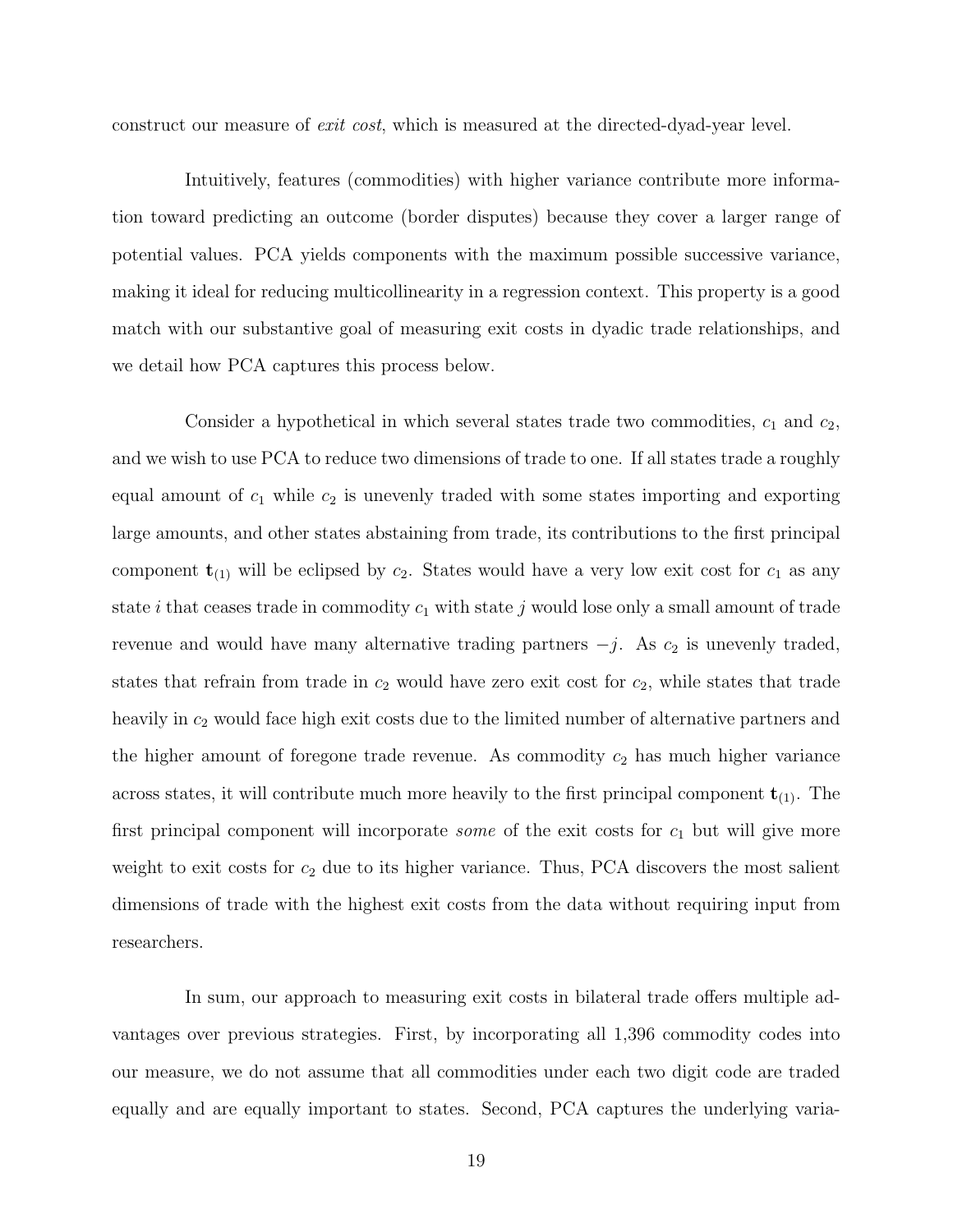construct our measure of *exit cost*, which is measured at the directed-dyad-year level.

Intuitively, features (commodities) with higher variance contribute more information toward predicting an outcome (border disputes) because they cover a larger range of potential values. PCA yields components with the maximum possible successive variance, making it ideal for reducing multicollinearity in a regression context. This property is a good match with our substantive goal of measuring exit costs in dyadic trade relationships, and we detail how PCA captures this process below.

Consider a hypothetical in which several states trade two commodities, $c_1$ and $c_2$, and we wish to use PCA to reduce two dimensions of trade to one. If all states trade a roughly equal amount of $c_1$ while $c_2$ is unevenly traded with some states importing and exporting large amounts, and other states abstaining from trade, its contributions to the first principal component $\mathbf{t}_{(1)}$ will be eclipsed by $c_2$. States would have a very low exit cost for $c_1$ as any state $i$ that ceases trade in commodity $c_1$ with state $j$ would lose only a small amount of trade revenue and would have many alternative trading partners $-j$. As $c_2$ is unevenly traded, states that refrain from trade in $c_2$ would have zero exit cost for $c_2$, while states that trade heavily in $c_2$ would face high exit costs due to the limited number of alternative partners and the higher amount of foregone trade revenue. As commodity $c_2$ has much higher variance across states, it will contribute much more heavily to the first principal component $\mathbf{t}_{(1)}$. The first principal component will incorporate *some* of the exit costs for $c_1$ but will give more weight to exit costs for $c_2$ due to its higher variance. Thus, PCA discovers the most salient dimensions of trade with the highest exit costs from the data without requiring input from researchers.

In sum, our approach to measuring exit costs in bilateral trade offers multiple advantages over previous strategies. First, by incorporating all 1,396 commodity codes into our measure, we do not assume that all commodities under each two digit code are traded equally and are equally important to states. Second, PCA captures the underlying varia-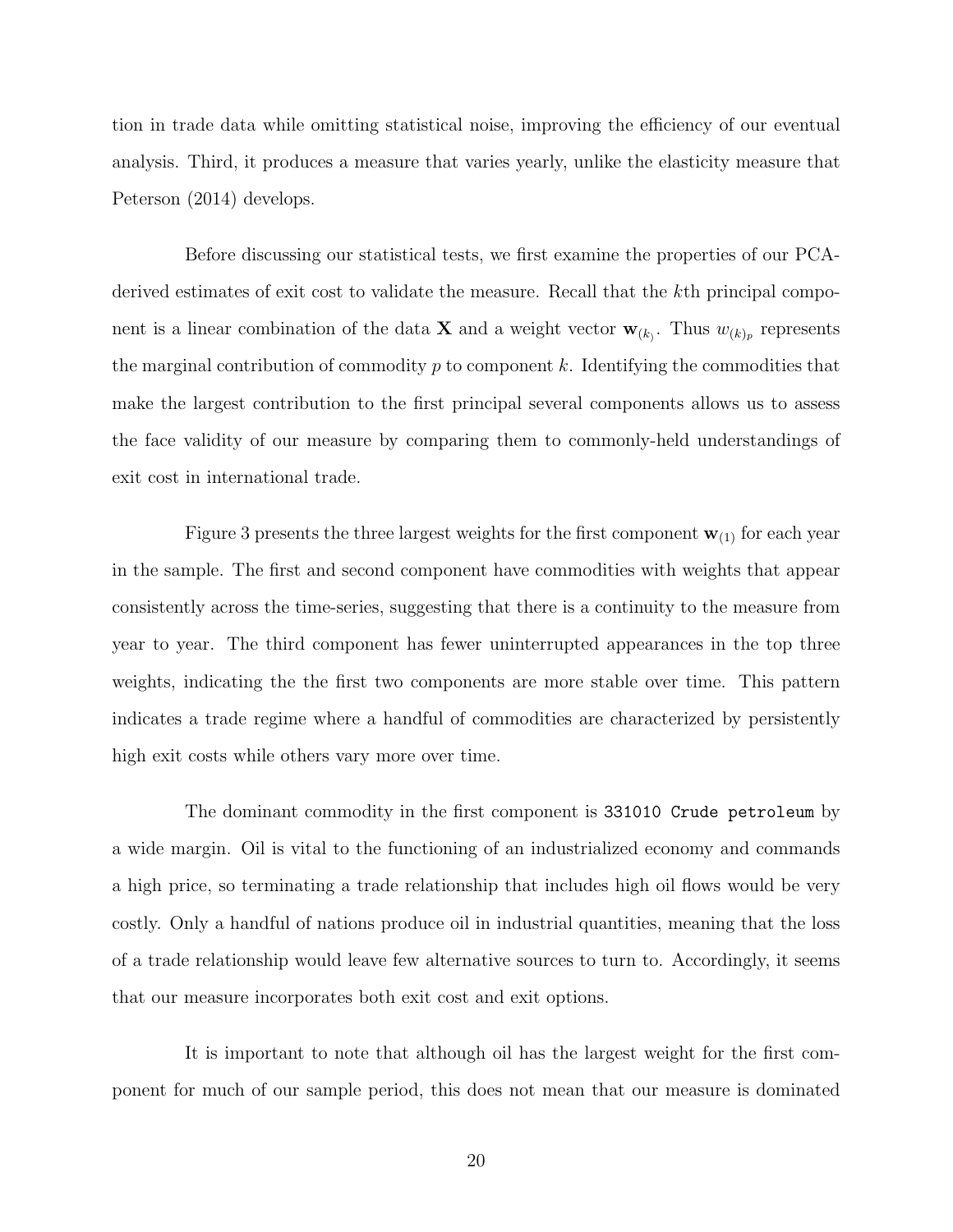tion in trade data while omitting statistical noise, improving the efficiency of our eventual analysis. Third, it produces a measure that varies yearly, unlike the elasticity measure that Peterson (2014) develops.

Before discussing our statistical tests, we first examine the properties of our PCA-derived estimates of exit cost to validate the measure. Recall that the $k$th principal component is a linear combination of the data $\mathbf{X}$ and a weight vector $\mathbf{w}_{(k)}$. Thus $w_{(k)_p}$ represents the marginal contribution of commodity $p$ to component $k$. Identifying the commodities that make the largest contribution to the first principal several components allows us to assess the face validity of our measure by comparing them to commonly-held understandings of exit cost in international trade.

Figure 3 presents the three largest weights for the first component $\mathbf{w}_{(1)}$ for each year in the sample. The first and second component have commodities with weights that appear consistently across the time-series, suggesting that there is a continuity to the measure from year to year. The third component has fewer uninterrupted appearances in the top three weights, indicating the the first two components are more stable over time. This pattern indicates a trade regime where a handful of commodities are characterized by persistently high exit costs while others vary more over time.

The dominant commodity in the first component is `331010 Crude petroleum` by a wide margin. Oil is vital to the functioning of an industrialized economy and commands a high price, so terminating a trade relationship that includes high oil flows would be very costly. Only a handful of nations produce oil in industrial quantities, meaning that the loss of a trade relationship would leave few alternative sources to turn to. Accordingly, it seems that our measure incorporates both exit cost and exit options.

It is important to note that although oil has the largest weight for the first component for much of our sample period, this does not mean that our measure is dominated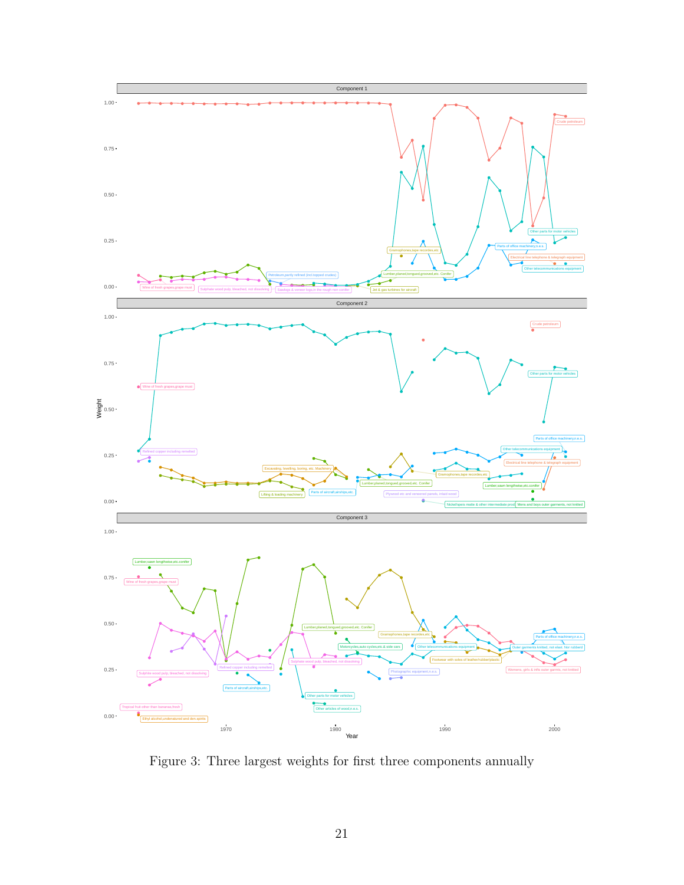Figure 3: Three largest weights for first three components annually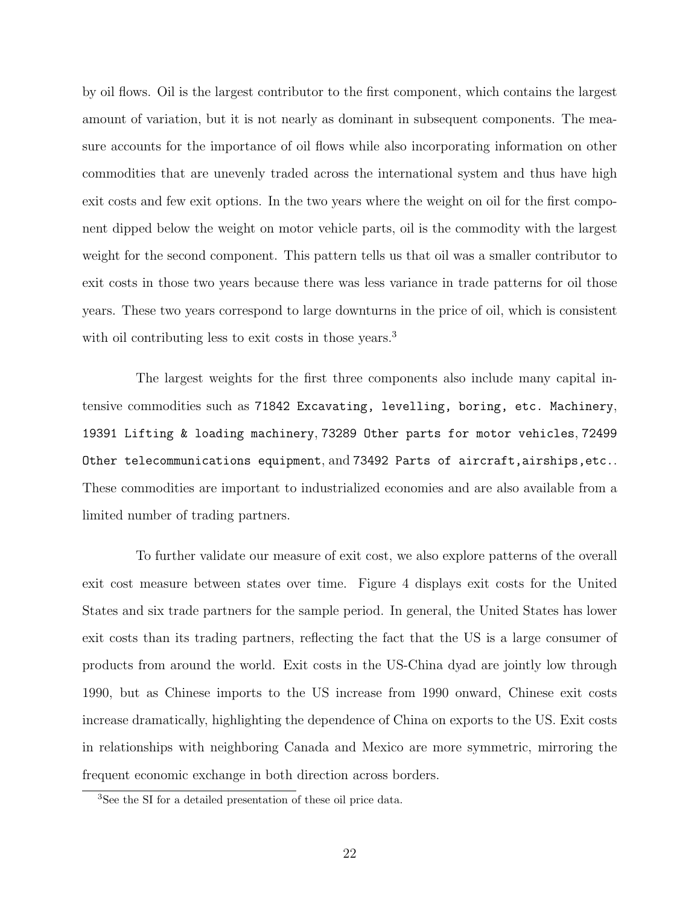by oil flows. Oil is the largest contributor to the first component, which contains the largest amount of variation, but it is not nearly as dominant in subsequent components. The measure accounts for the importance of oil flows while also incorporating information on other commodities that are unevenly traded across the international system and thus have high exit costs and few exit options. In the two years where the weight on oil for the first component dipped below the weight on motor vehicle parts, oil is the commodity with the largest weight for the second component. This pattern tells us that oil was a smaller contributor to exit costs in those two years because there was less variance in trade patterns for oil those years. These two years correspond to large downturns in the price of oil, which is consistent with oil contributing less to exit costs in those years.[3]

The largest weights for the first three components also include many capital intensive commodities such as `71842 Excavating, levelling, boring, etc. Machinery`, `19391 Lifting & loading machinery`, `73289 Other parts for motor vehicles`, `72499 Other telecommunications equipment`, and `73492 Parts of aircraft,airships,etc.`. These commodities are important to industrialized economies and are also available from a limited number of trading partners.

To further validate our measure of exit cost, we also explore patterns of the overall exit cost measure between states over time. Figure 4 displays exit costs for the United States and six trade partners for the sample period. In general, the United States has lower exit costs than its trading partners, reflecting the fact that the US is a large consumer of products from around the world. Exit costs in the US-China dyad are jointly low through 1990, but as Chinese imports to the US increase from 1990 onward, Chinese exit costs increase dramatically, highlighting the dependence of China on exports to the US. Exit costs in relationships with neighboring Canada and Mexico are more symmetric, mirroring the frequent economic exchange in both direction across borders.

[3]See the SI for a detailed presentation of these oil price data.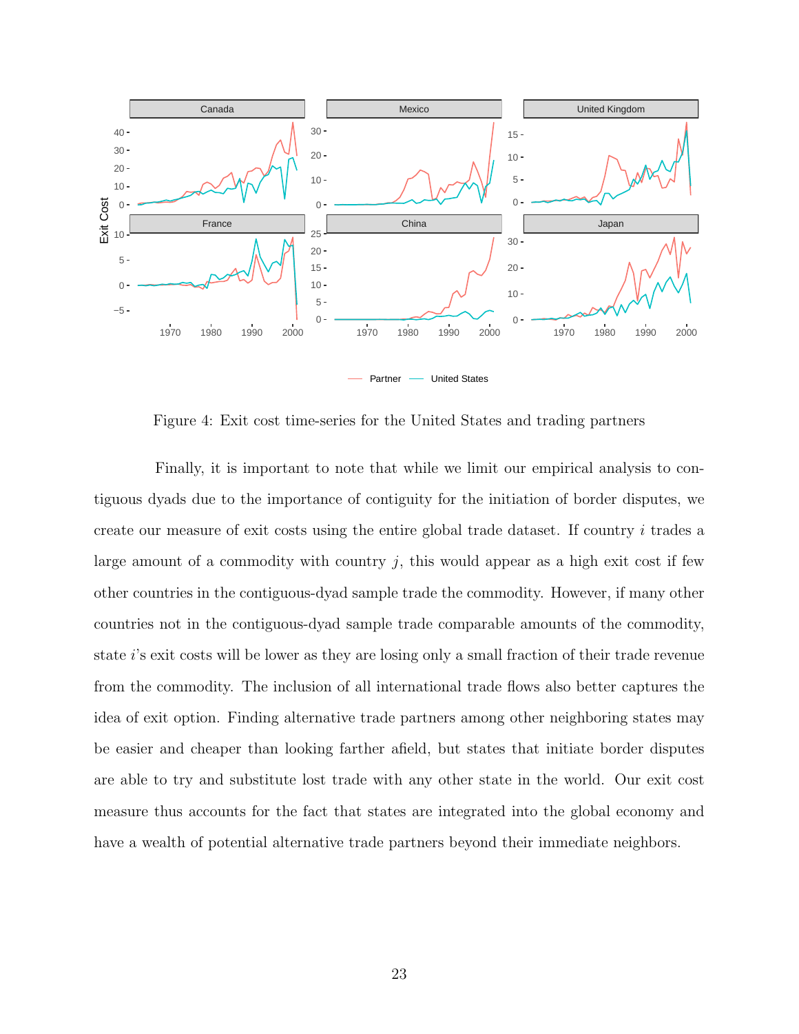Figure 4: Exit cost time-series for the United States and trading partners

Finally, it is important to note that while we limit our empirical analysis to contiguous dyads due to the importance of contiguity for the initiation of border disputes, we create our measure of exit costs using the entire global trade dataset. If country $i$ trades a large amount of a commodity with country $j$, this would appear as a high exit cost if few other countries in the contiguous-dyad sample trade the commodity. However, if many other countries not in the contiguous-dyad sample trade comparable amounts of the commodity, state $i$'s exit costs will be lower as they are losing only a small fraction of their trade revenue from the commodity. The inclusion of all international trade flows also better captures the idea of exit option. Finding alternative trade partners among other neighboring states may be easier and cheaper than looking farther afield, but states that initiate border disputes are able to try and substitute lost trade with any other state in the world. Our exit cost measure thus accounts for the fact that states are integrated into the global economy and have a wealth of potential alternative trade partners beyond their immediate neighbors.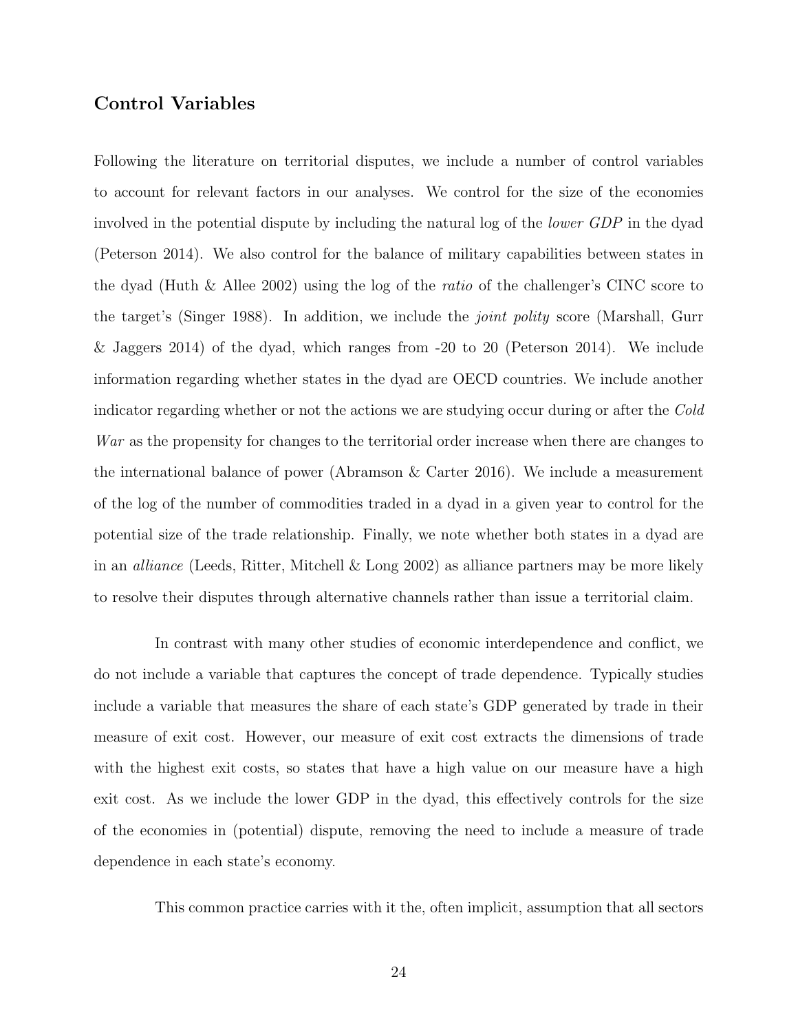## Control Variables

Following the literature on territorial disputes, we include a number of control variables to account for relevant factors in our analyses. We control for the size of the economies involved in the potential dispute by including the natural log of the *lower GDP* in the dyad (Peterson 2014). We also control for the balance of military capabilities between states in the dyad (Huth & Allee 2002) using the log of the *ratio* of the challenger's CINC score to the target's (Singer 1988). In addition, we include the *joint polity* score (Marshall, Gurr & Jaggers 2014) of the dyad, which ranges from -20 to 20 (Peterson 2014). We include information regarding whether states in the dyad are OECD countries. We include another indicator regarding whether or not the actions we are studying occur during or after the *Cold War* as the propensity for changes to the territorial order increase when there are changes to the international balance of power (Abramson & Carter 2016). We include a measurement of the log of the number of commodities traded in a dyad in a given year to control for the potential size of the trade relationship. Finally, we note whether both states in a dyad are in an *alliance* (Leeds, Ritter, Mitchell & Long 2002) as alliance partners may be more likely to resolve their disputes through alternative channels rather than issue a territorial claim.

In contrast with many other studies of economic interdependence and conflict, we do not include a variable that captures the concept of trade dependence. Typically studies include a variable that measures the share of each state's GDP generated by trade in their measure of exit cost. However, our measure of exit cost extracts the dimensions of trade with the highest exit costs, so states that have a high value on our measure have a high exit cost. As we include the lower GDP in the dyad, this effectively controls for the size of the economies in (potential) dispute, removing the need to include a measure of trade dependence in each state's economy.

This common practice carries with it the, often implicit, assumption that all sectors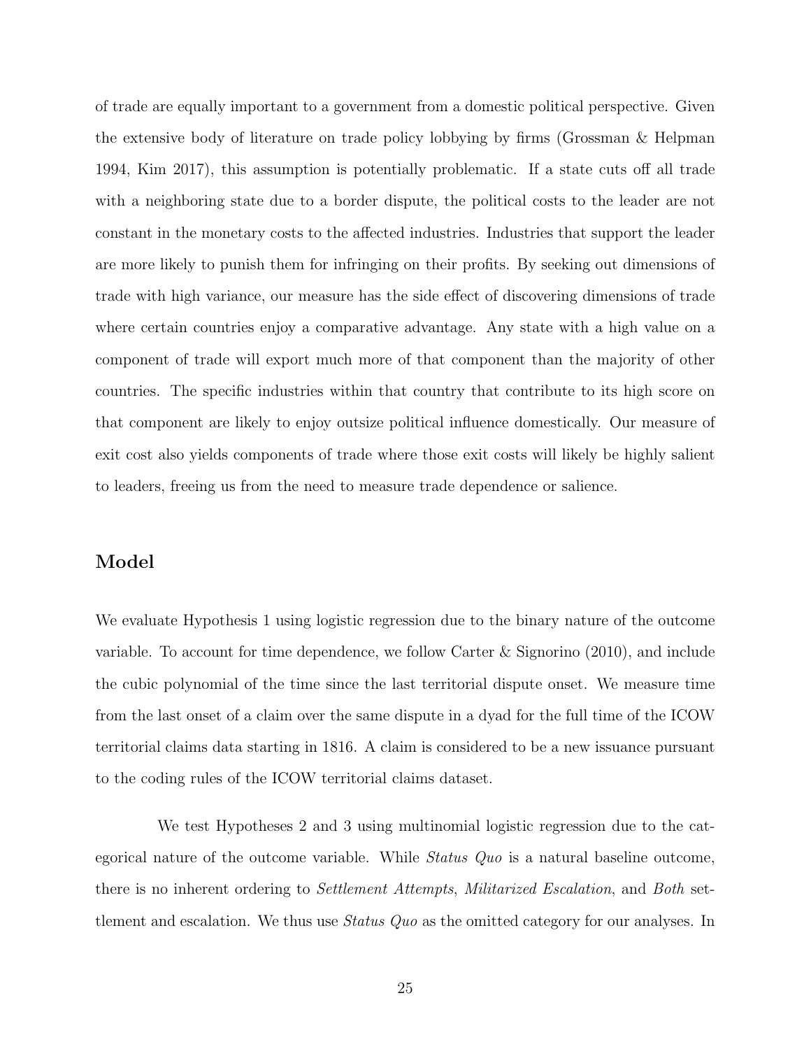of trade are equally important to a government from a domestic political perspective. Given the extensive body of literature on trade policy lobbying by firms (Grossman & Helpman 1994, Kim 2017), this assumption is potentially problematic. If a state cuts off all trade with a neighboring state due to a border dispute, the political costs to the leader are not constant in the monetary costs to the affected industries. Industries that support the leader are more likely to punish them for infringing on their profits. By seeking out dimensions of trade with high variance, our measure has the side effect of discovering dimensions of trade where certain countries enjoy a comparative advantage. Any state with a high value on a component of trade will export much more of that component than the majority of other countries. The specific industries within that country that contribute to its high score on that component are likely to enjoy outsize political influence domestically. Our measure of exit cost also yields components of trade where those exit costs will likely be highly salient to leaders, freeing us from the need to measure trade dependence or salience.

## Model

We evaluate Hypothesis 1 using logistic regression due to the binary nature of the outcome variable. To account for time dependence, we follow Carter & Signorino (2010), and include the cubic polynomial of the time since the last territorial dispute onset. We measure time from the last onset of a claim over the same dispute in a dyad for the full time of the ICOW territorial claims data starting in 1816. A claim is considered to be a new issuance pursuant to the coding rules of the ICOW territorial claims dataset.

We test Hypotheses 2 and 3 using multinomial logistic regression due to the categorical nature of the outcome variable. While *Status Quo* is a natural baseline outcome, there is no inherent ordering to *Settlement Attempts*, *Militarized Escalation*, and *Both* settlement and escalation. We thus use *Status Quo* as the omitted category for our analyses. In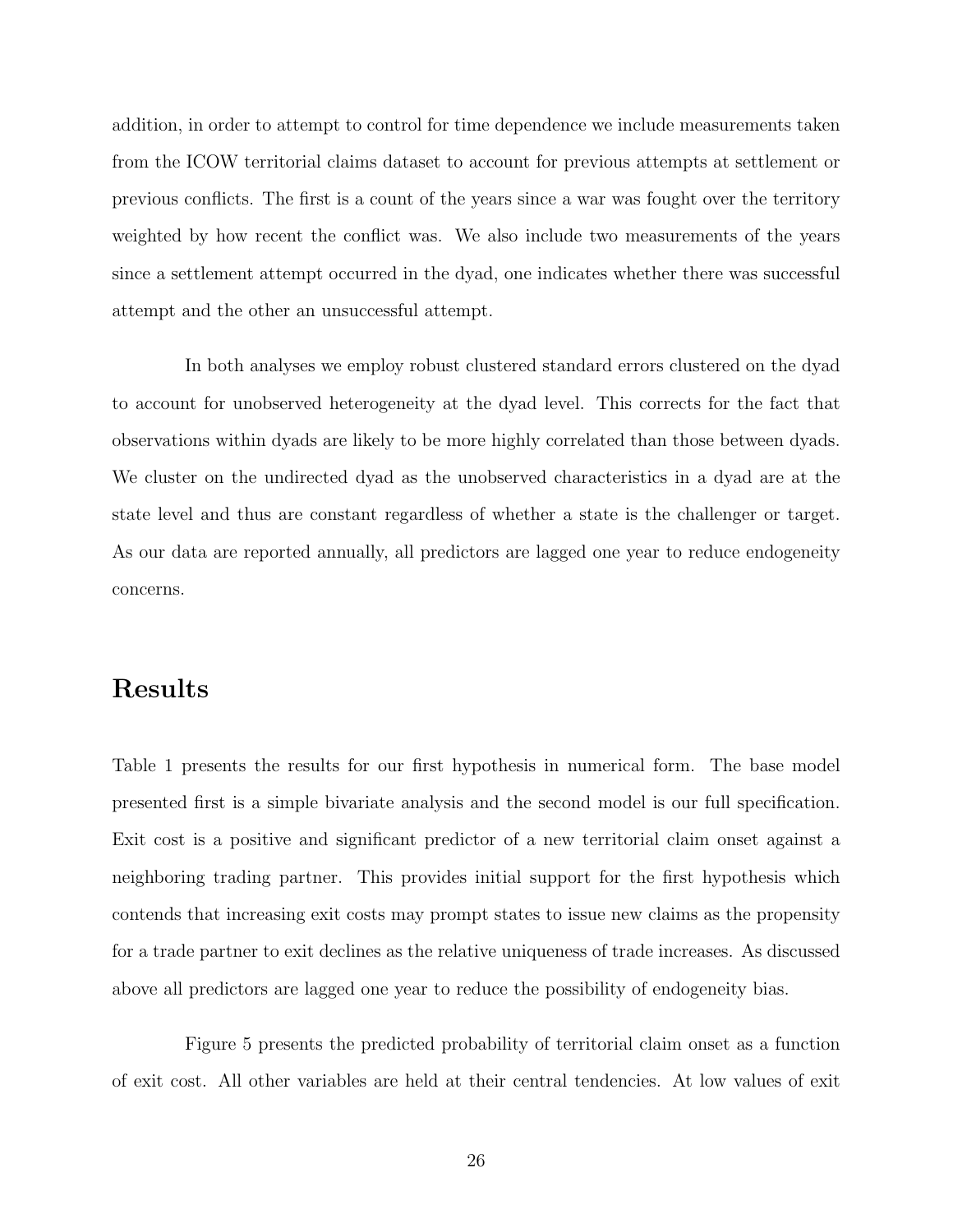addition, in order to attempt to control for time dependence we include measurements taken from the ICOW territorial claims dataset to account for previous attempts at settlement or previous conflicts. The first is a count of the years since a war was fought over the territory weighted by how recent the conflict was. We also include two measurements of the years since a settlement attempt occurred in the dyad, one indicates whether there was successful attempt and the other an unsuccessful attempt.

In both analyses we employ robust clustered standard errors clustered on the dyad to account for unobserved heterogeneity at the dyad level. This corrects for the fact that observations within dyads are likely to be more highly correlated than those between dyads. We cluster on the undirected dyad as the unobserved characteristics in a dyad are at the state level and thus are constant regardless of whether a state is the challenger or target. As our data are reported annually, all predictors are lagged one year to reduce endogeneity concerns.

# Results

Table 1 presents the results for our first hypothesis in numerical form. The base model presented first is a simple bivariate analysis and the second model is our full specification. Exit cost is a positive and significant predictor of a new territorial claim onset against a neighboring trading partner. This provides initial support for the first hypothesis which contends that increasing exit costs may prompt states to issue new claims as the propensity for a trade partner to exit declines as the relative uniqueness of trade increases. As discussed above all predictors are lagged one year to reduce the possibility of endogeneity bias.

Figure 5 presents the predicted probability of territorial claim onset as a function of exit cost. All other variables are held at their central tendencies. At low values of exit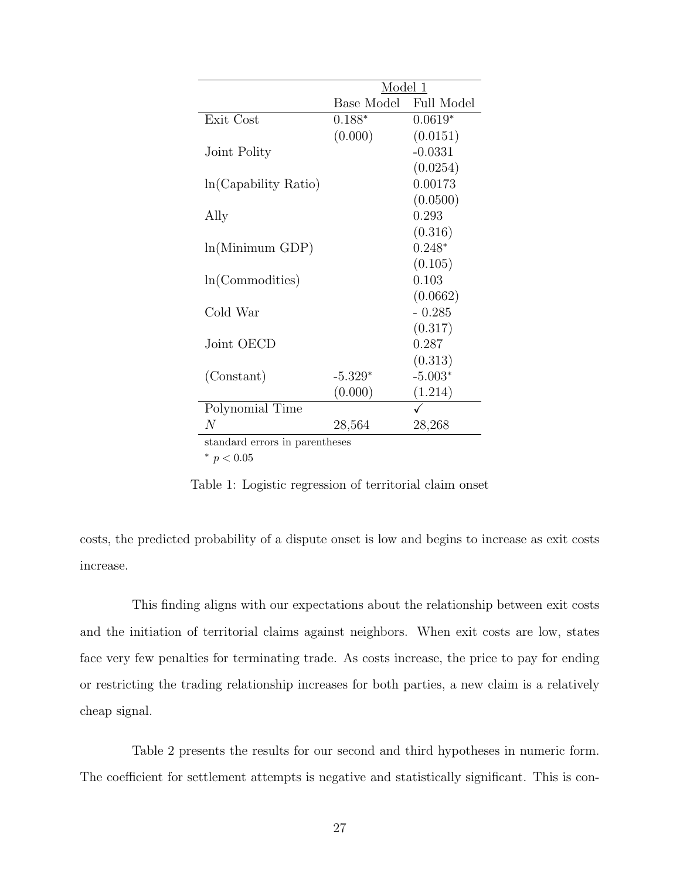| | Model 1 | |
|---|---|---|
| | Base Model | Full Model |
| Exit Cost | 0.188* | 0.0619* |
| | (0.000) | (0.0151) |
| Joint Polity | | -0.0331 |
| | | (0.0254) |
| ln(Capability Ratio) | | 0.00173 |
| | | (0.0500) |
| Ally | | 0.293 |
| | | (0.316) |
| ln(Minimum GDP) | | 0.248* |
| | | (0.105) |
| ln(Commodities) | | 0.103 |
| | | (0.0662) |
| Cold War | | - 0.285 |
| | | (0.317) |
| Joint OECD | | 0.287 |
| | | (0.313) |
| (Constant) | -5.329* | -5.003* |
| | (0.000) | (1.214) |
| Polynomial Time | | ✓ |
| $N$ | 28,564 | 28,268 |

standard errors in parentheses

* $p < 0.05$

Table 1: Logistic regression of territorial claim onset

costs, the predicted probability of a dispute onset is low and begins to increase as exit costs increase.

This finding aligns with our expectations about the relationship between exit costs and the initiation of territorial claims against neighbors. When exit costs are low, states face very few penalties for terminating trade. As costs increase, the price to pay for ending or restricting the trading relationship increases for both parties, a new claim is a relatively cheap signal.

Table 2 presents the results for our second and third hypotheses in numeric form. The coefficient for settlement attempts is negative and statistically significant. This is con-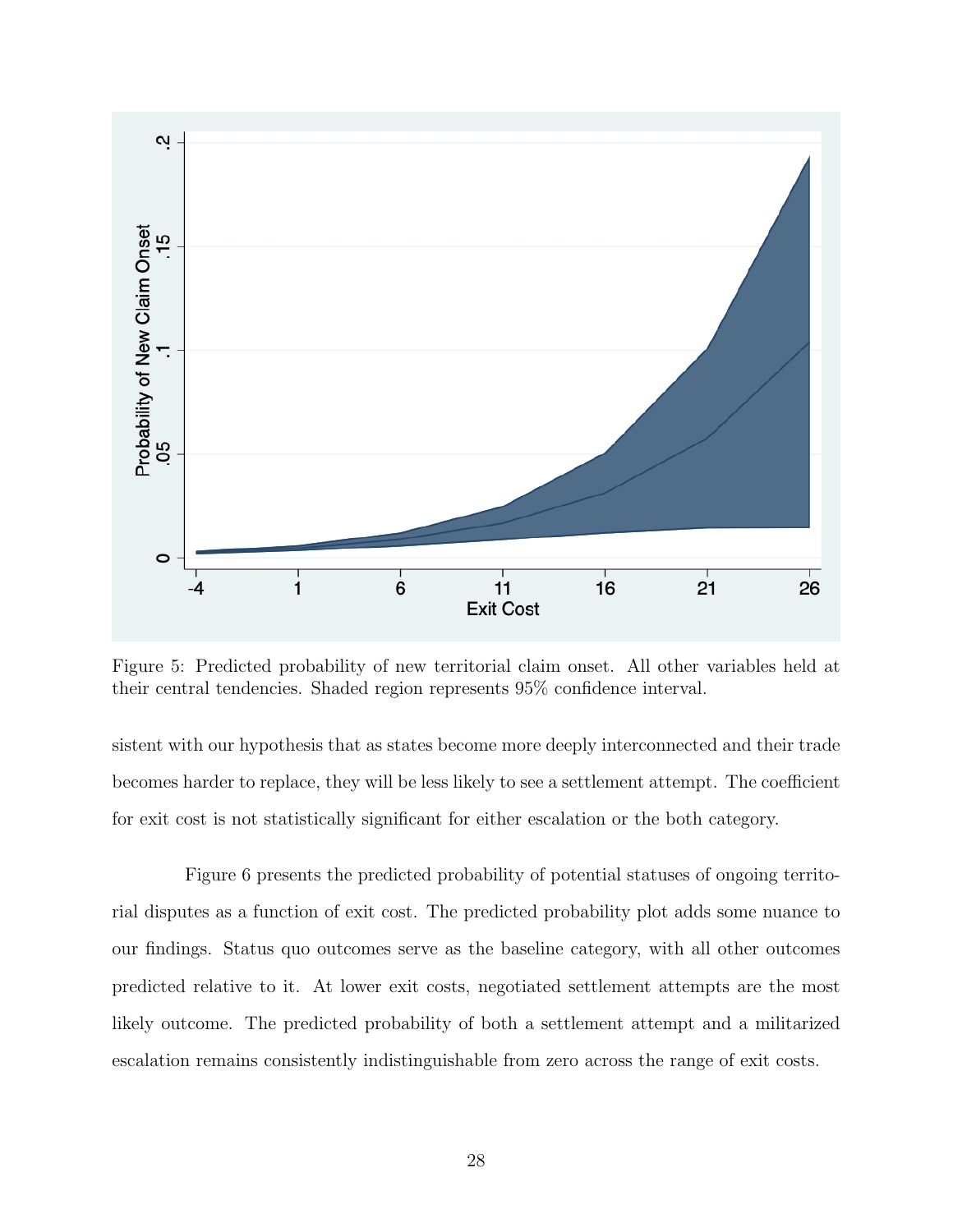Figure 5: Predicted probability of new territorial claim onset. All other variables held at their central tendencies. Shaded region represents 95% confidence interval.

sistent with our hypothesis that as states become more deeply interconnected and their trade becomes harder to replace, they will be less likely to see a settlement attempt. The coefficient for exit cost is not statistically significant for either escalation or the both category.

Figure 6 presents the predicted probability of potential statuses of ongoing territorial disputes as a function of exit cost. The predicted probability plot adds some nuance to our findings. Status quo outcomes serve as the baseline category, with all other outcomes predicted relative to it. At lower exit costs, negotiated settlement attempts are the most likely outcome. The predicted probability of both a settlement attempt and a militarized escalation remains consistently indistinguishable from zero across the range of exit costs.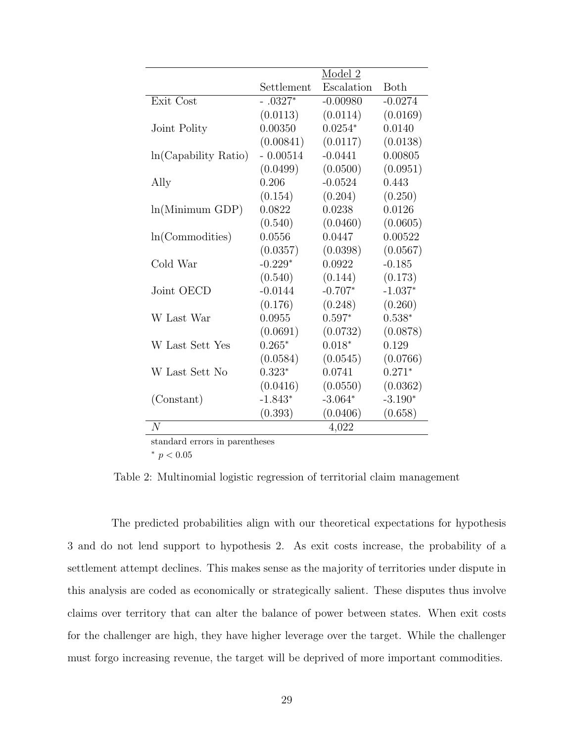|  | Model 2 |  |  |
|---|---|---|---|
|  | Settlement | Escalation | Both |
| Exit Cost | - .0327* | -0.00980 | -0.0274 |
|  | (0.0113) | (0.0114) | (0.0169) |
| Joint Polity | 0.00350 | 0.0254* | 0.0140 |
|  | (0.00841) | (0.0117) | (0.0138) |
| ln(Capability Ratio) | - 0.00514 | -0.0441 | 0.00805 |
|  | (0.0499) | (0.0500) | (0.0951) |
| Ally | 0.206 | -0.0524 | 0.443 |
|  | (0.154) | (0.204) | (0.250) |
| ln(Minimum GDP) | 0.0822 | 0.0238 | 0.0126 |
|  | (0.540) | (0.0460) | (0.0605) |
| ln(Commodities) | 0.0556 | 0.0447 | 0.00522 |
|  | (0.0357) | (0.0398) | (0.0567) |
| Cold War | -0.229* | 0.0922 | -0.185 |
|  | (0.540) | (0.144) | (0.173) |
| Joint OECD | -0.0144 | -0.707* | -1.037* |
|  | (0.176) | (0.248) | (0.260) |
| W Last War | 0.0955 | 0.597* | 0.538* |
|  | (0.0691) | (0.0732) | (0.0878) |
| W Last Sett Yes | 0.265* | 0.018* | 0.129 |
|  | (0.0584) | (0.0545) | (0.0766) |
| W Last Sett No | 0.323* | 0.0741 | 0.271* |
|  | (0.0416) | (0.0550) | (0.0362) |
| (Constant) | -1.843* | -3.064* | -3.190* |
|  | (0.393) | (0.0406) | (0.658) |
| $N$ |  | 4,022 |  |

standard errors in parentheses

* $p < 0.05$

Table 2: Multinomial logistic regression of territorial claim management

The predicted probabilities align with our theoretical expectations for hypothesis 3 and do not lend support to hypothesis 2. As exit costs increase, the probability of a settlement attempt declines. This makes sense as the majority of territories under dispute in this analysis are coded as economically or strategically salient. These disputes thus involve claims over territory that can alter the balance of power between states. When exit costs for the challenger are high, they have higher leverage over the target. While the challenger must forgo increasing revenue, the target will be deprived of more important commodities.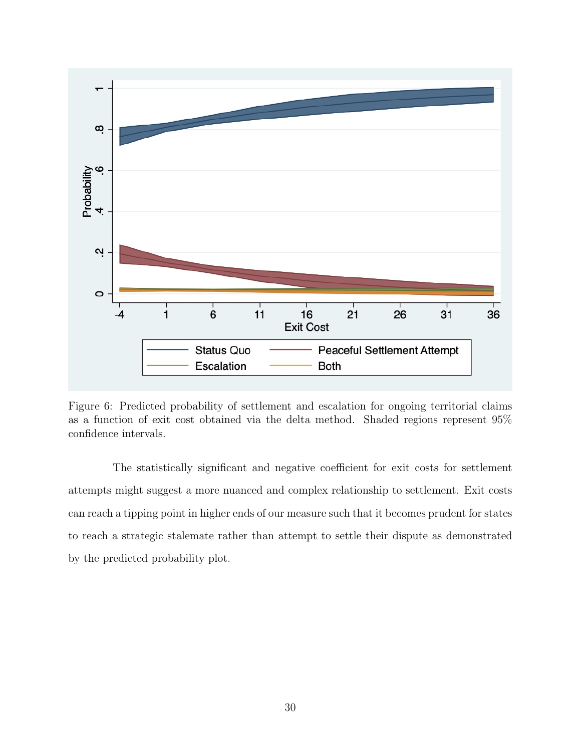Figure 6: Predicted probability of settlement and escalation for ongoing territorial claims as a function of exit cost obtained via the delta method. Shaded regions represent 95% confidence intervals.

The statistically significant and negative coefficient for exit costs for settlement attempts might suggest a more nuanced and complex relationship to settlement. Exit costs can reach a tipping point in higher ends of our measure such that it becomes prudent for states to reach a strategic stalemate rather than attempt to settle their dispute as demonstrated by the predicted probability plot.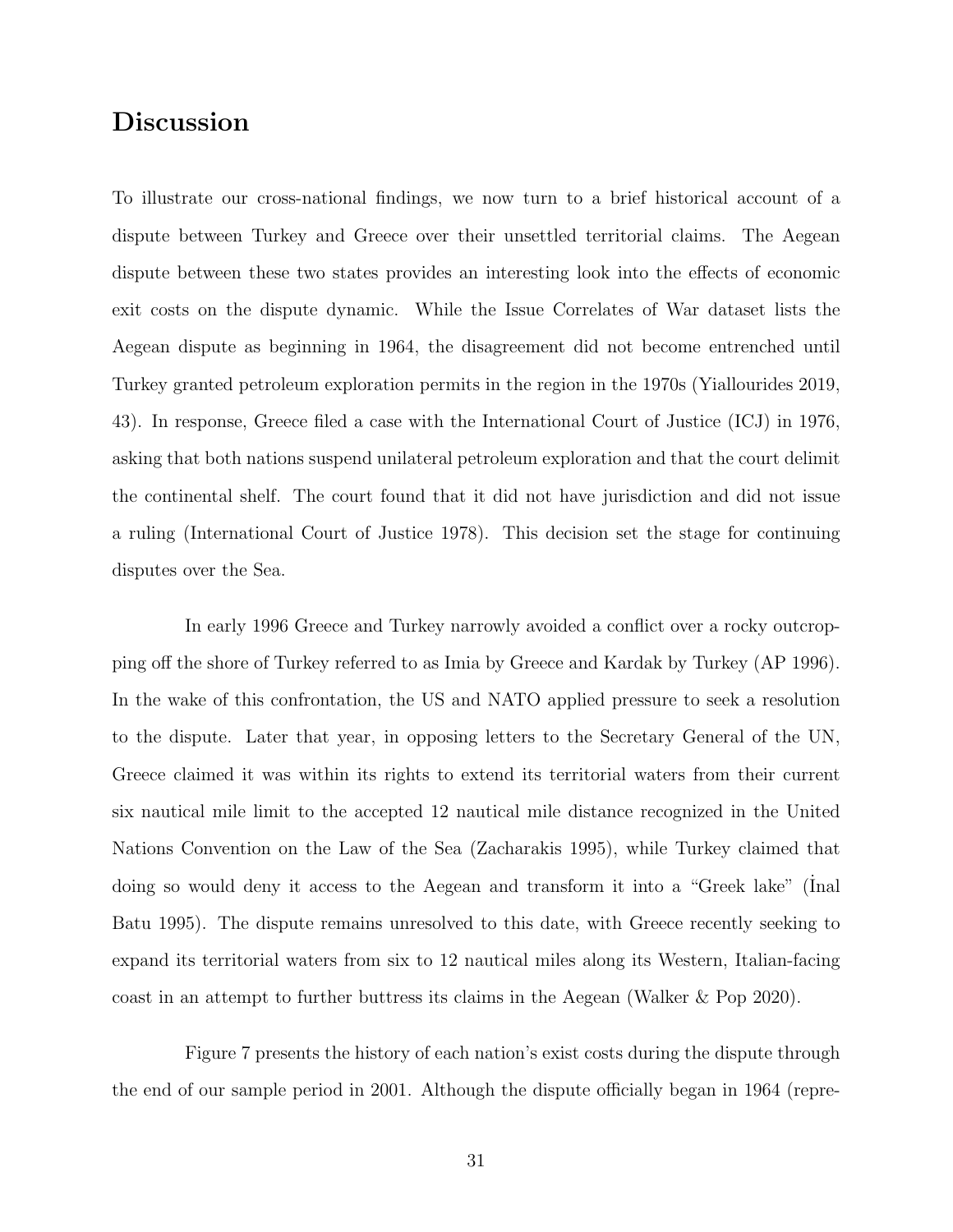## Discussion

To illustrate our cross-national findings, we now turn to a brief historical account of a dispute between Turkey and Greece over their unsettled territorial claims. The Aegean dispute between these two states provides an interesting look into the effects of economic exit costs on the dispute dynamic. While the Issue Correlates of War dataset lists the Aegean dispute as beginning in 1964, the disagreement did not become entrenched until Turkey granted petroleum exploration permits in the region in the 1970s (Yiallourides 2019, 43). In response, Greece filed a case with the International Court of Justice (ICJ) in 1976, asking that both nations suspend unilateral petroleum exploration and that the court delimit the continental shelf. The court found that it did not have jurisdiction and did not issue a ruling (International Court of Justice 1978). This decision set the stage for continuing disputes over the Sea.

In early 1996 Greece and Turkey narrowly avoided a conflict over a rocky outcropping off the shore of Turkey referred to as Imia by Greece and Kardak by Turkey (AP 1996). In the wake of this confrontation, the US and NATO applied pressure to seek a resolution to the dispute. Later that year, in opposing letters to the Secretary General of the UN, Greece claimed it was within its rights to extend its territorial waters from their current six nautical mile limit to the accepted 12 nautical mile distance recognized in the United Nations Convention on the Law of the Sea (Zacharakis 1995), while Turkey claimed that doing so would deny it access to the Aegean and transform it into a "Greek lake" (İnal Batu 1995). The dispute remains unresolved to this date, with Greece recently seeking to expand its territorial waters from six to 12 nautical miles along its Western, Italian-facing coast in an attempt to further buttress its claims in the Aegean (Walker & Pop 2020).

Figure 7 presents the history of each nation's exist costs during the dispute through the end of our sample period in 2001. Although the dispute officially began in 1964 (repre-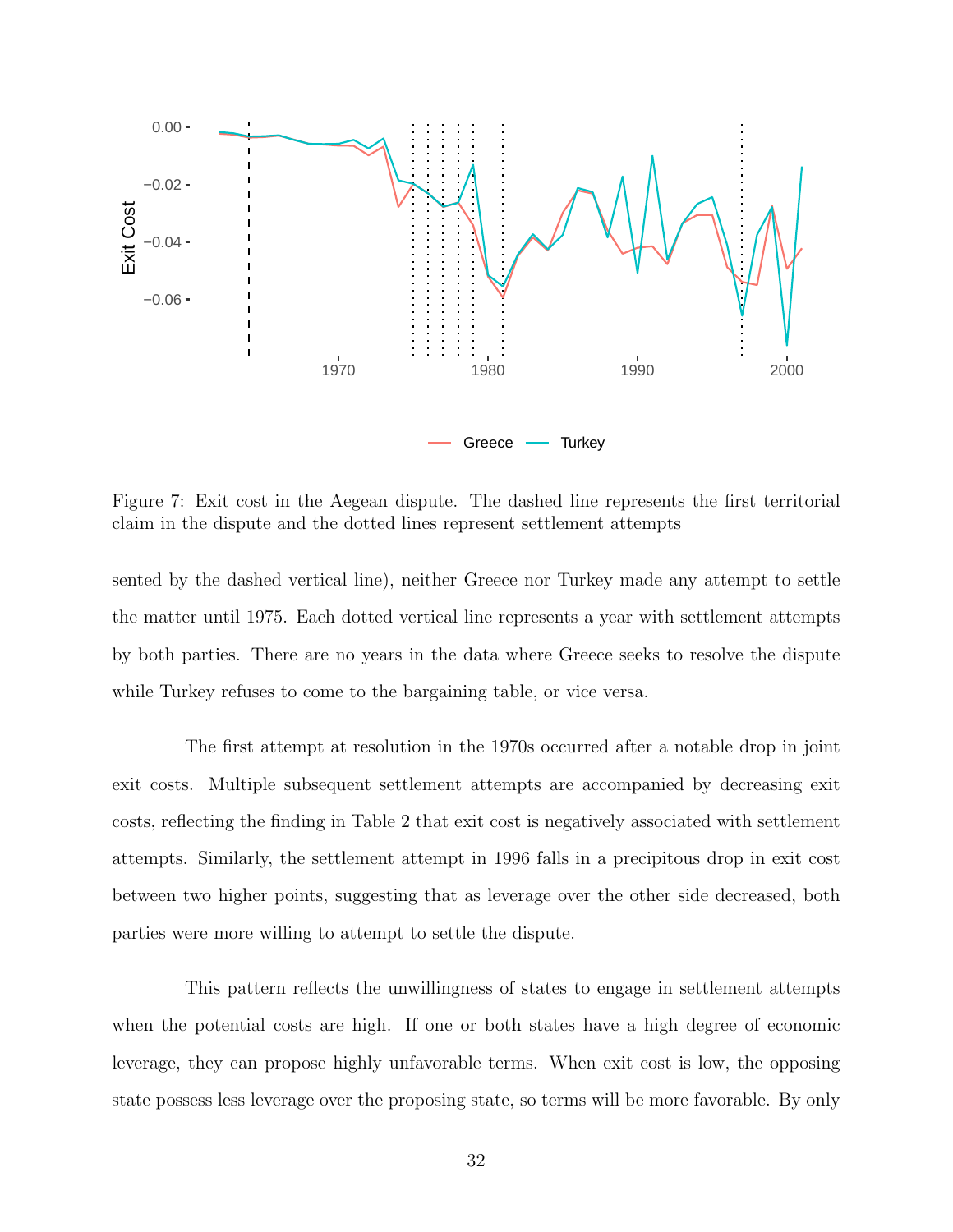Figure 7: Exit cost in the Aegean dispute. The dashed line represents the first territorial claim in the dispute and the dotted lines represent settlement attempts

sented by the dashed vertical line), neither Greece nor Turkey made any attempt to settle the matter until 1975. Each dotted vertical line represents a year with settlement attempts by both parties. There are no years in the data where Greece seeks to resolve the dispute while Turkey refuses to come to the bargaining table, or vice versa.

The first attempt at resolution in the 1970s occurred after a notable drop in joint exit costs. Multiple subsequent settlement attempts are accompanied by decreasing exit costs, reflecting the finding in Table 2 that exit cost is negatively associated with settlement attempts. Similarly, the settlement attempt in 1996 falls in a precipitous drop in exit cost between two higher points, suggesting that as leverage over the other side decreased, both parties were more willing to attempt to settle the dispute.

This pattern reflects the unwillingness of states to engage in settlement attempts when the potential costs are high. If one or both states have a high degree of economic leverage, they can propose highly unfavorable terms. When exit cost is low, the opposing state possess less leverage over the proposing state, so terms will be more favorable. By only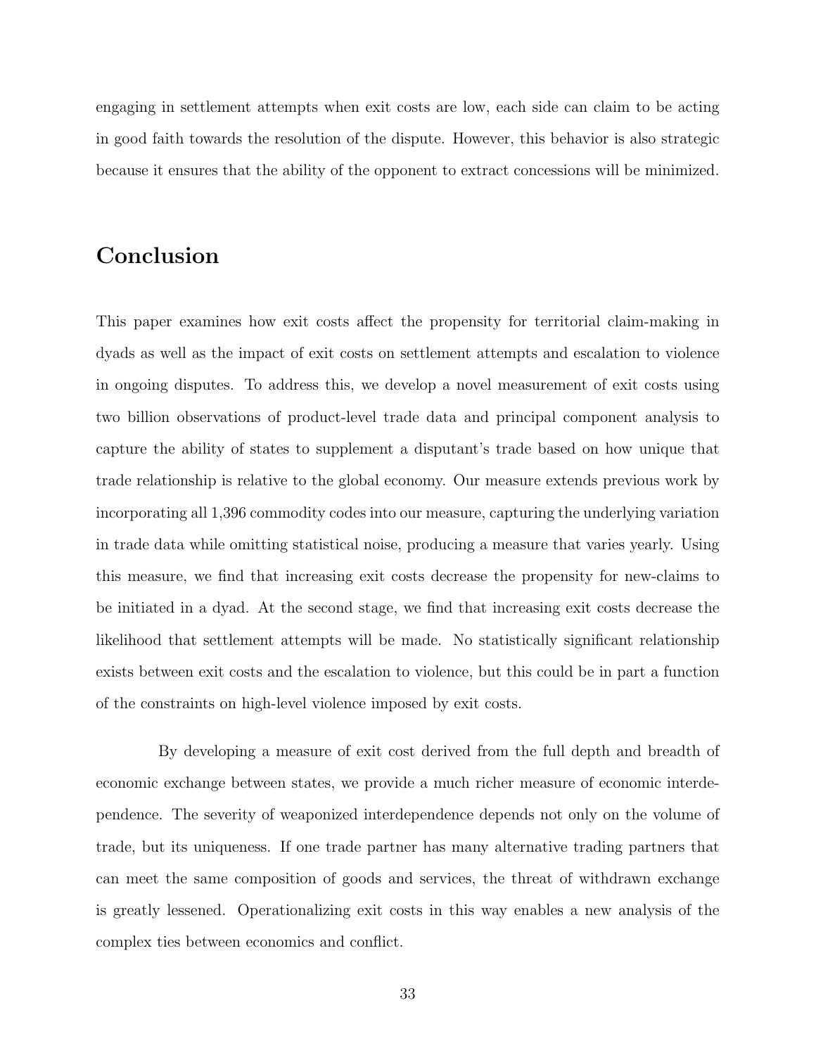engaging in settlement attempts when exit costs are low, each side can claim to be acting in good faith towards the resolution of the dispute. However, this behavior is also strategic because it ensures that the ability of the opponent to extract concessions will be minimized.

## Conclusion

This paper examines how exit costs affect the propensity for territorial claim-making in dyads as well as the impact of exit costs on settlement attempts and escalation to violence in ongoing disputes. To address this, we develop a novel measurement of exit costs using two billion observations of product-level trade data and principal component analysis to capture the ability of states to supplement a disputant's trade based on how unique that trade relationship is relative to the global economy. Our measure extends previous work by incorporating all 1,396 commodity codes into our measure, capturing the underlying variation in trade data while omitting statistical noise, producing a measure that varies yearly. Using this measure, we find that increasing exit costs decrease the propensity for new-claims to be initiated in a dyad. At the second stage, we find that increasing exit costs decrease the likelihood that settlement attempts will be made. No statistically significant relationship exists between exit costs and the escalation to violence, but this could be in part a function of the constraints on high-level violence imposed by exit costs.

By developing a measure of exit cost derived from the full depth and breadth of economic exchange between states, we provide a much richer measure of economic interdependence. The severity of weaponized interdependence depends not only on the volume of trade, but its uniqueness. If one trade partner has many alternative trading partners that can meet the same composition of goods and services, the threat of withdrawn exchange is greatly lessened. Operationalizing exit costs in this way enables a new analysis of the complex ties between economics and conflict.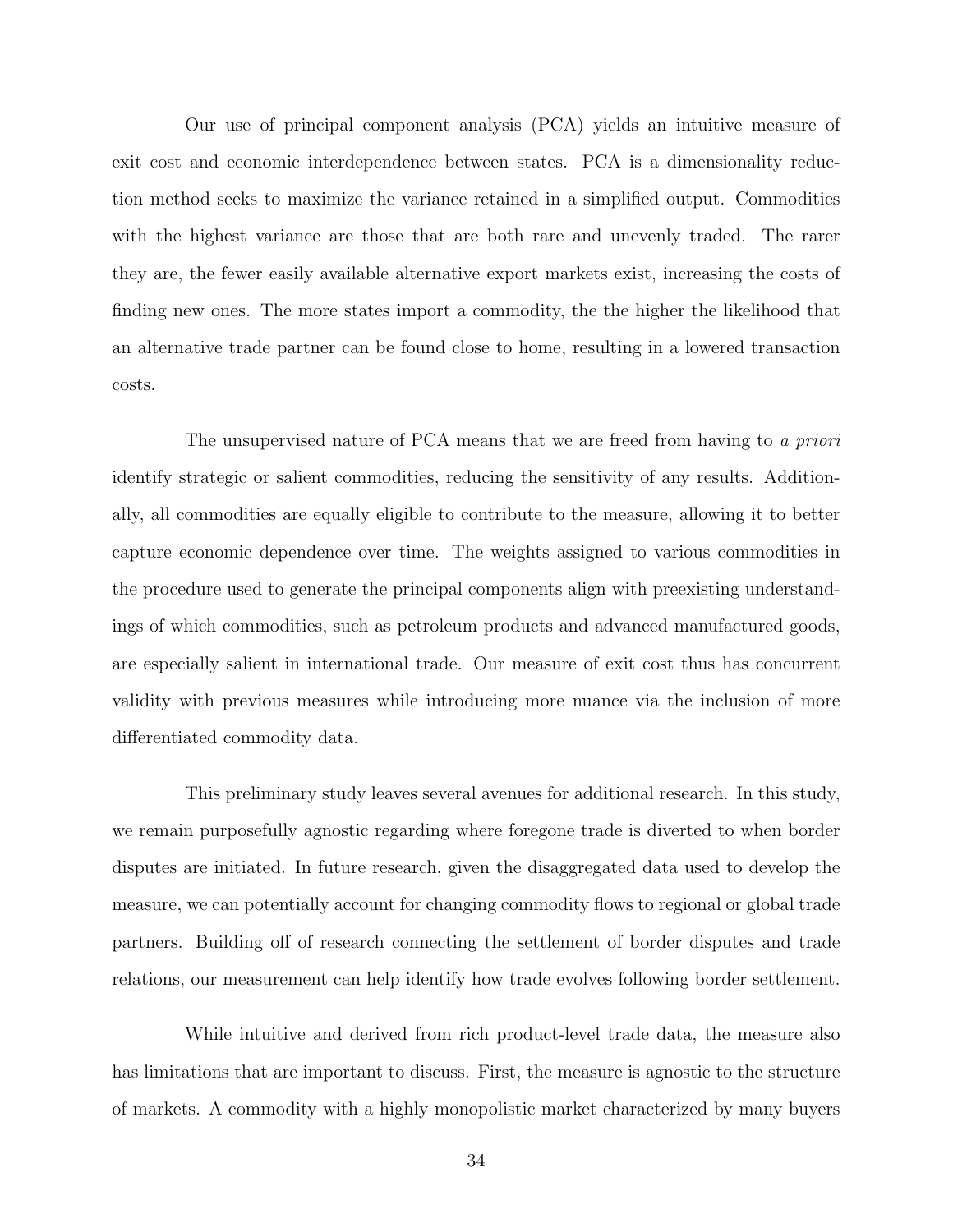Our use of principal component analysis (PCA) yields an intuitive measure of exit cost and economic interdependence between states. PCA is a dimensionality reduction method seeks to maximize the variance retained in a simplified output. Commodities with the highest variance are those that are both rare and unevenly traded. The rarer they are, the fewer easily available alternative export markets exist, increasing the costs of finding new ones. The more states import a commodity, the the higher the likelihood that an alternative trade partner can be found close to home, resulting in a lowered transaction costs.

The unsupervised nature of PCA means that we are freed from having to *a priori* identify strategic or salient commodities, reducing the sensitivity of any results. Additionally, all commodities are equally eligible to contribute to the measure, allowing it to better capture economic dependence over time. The weights assigned to various commodities in the procedure used to generate the principal components align with preexisting understandings of which commodities, such as petroleum products and advanced manufactured goods, are especially salient in international trade. Our measure of exit cost thus has concurrent validity with previous measures while introducing more nuance via the inclusion of more differentiated commodity data.

This preliminary study leaves several avenues for additional research. In this study, we remain purposefully agnostic regarding where foregone trade is diverted to when border disputes are initiated. In future research, given the disaggregated data used to develop the measure, we can potentially account for changing commodity flows to regional or global trade partners. Building off of research connecting the settlement of border disputes and trade relations, our measurement can help identify how trade evolves following border settlement.

While intuitive and derived from rich product-level trade data, the measure also has limitations that are important to discuss. First, the measure is agnostic to the structure of markets. A commodity with a highly monopolistic market characterized by many buyers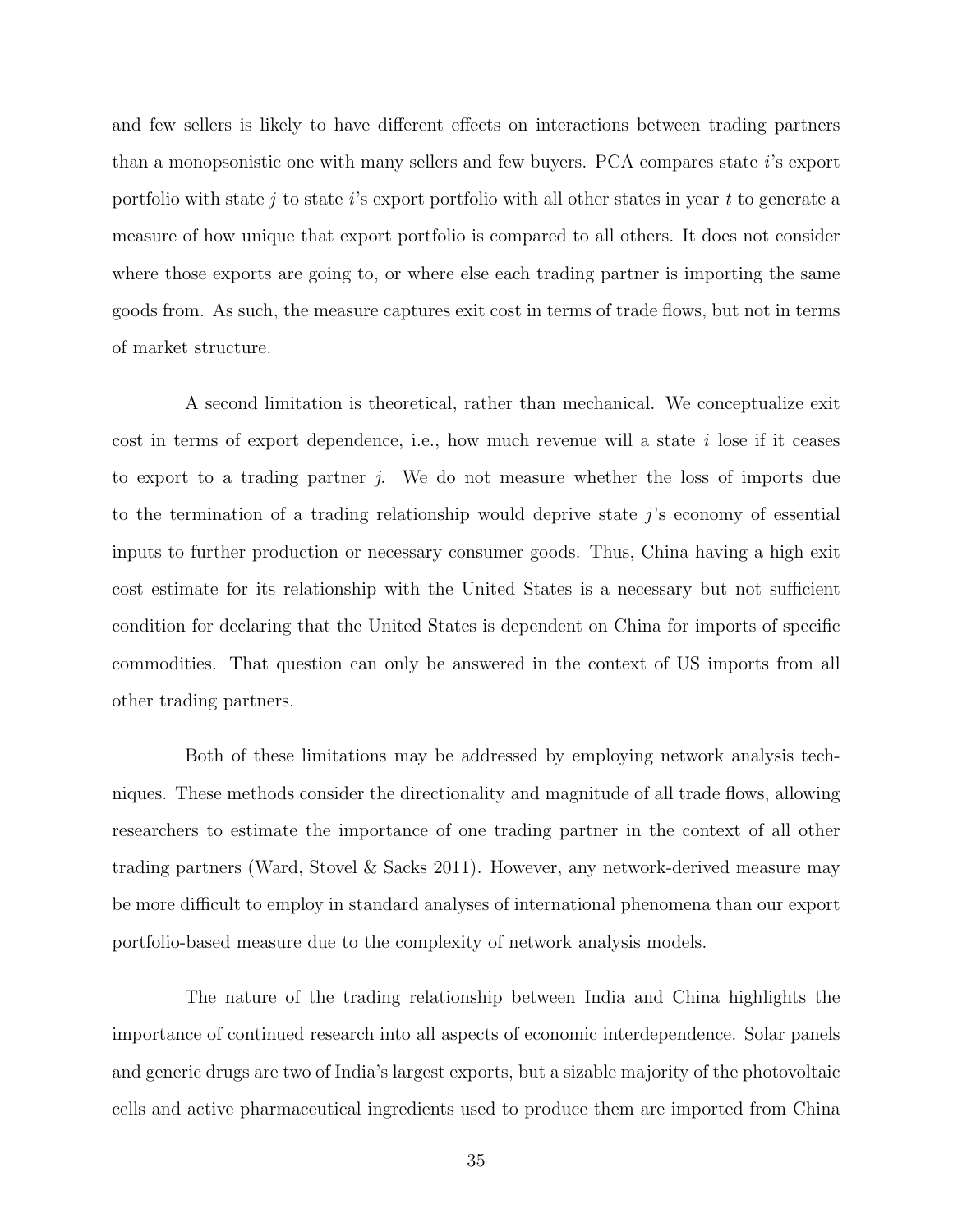and few sellers is likely to have different effects on interactions between trading partners than a monopsonistic one with many sellers and few buyers. PCA compares state $i$'s export portfolio with state $j$ to state $i$'s export portfolio with all other states in year $t$ to generate a measure of how unique that export portfolio is compared to all others. It does not consider where those exports are going to, or where else each trading partner is importing the same goods from. As such, the measure captures exit cost in terms of trade flows, but not in terms of market structure.

A second limitation is theoretical, rather than mechanical. We conceptualize exit cost in terms of export dependence, i.e., how much revenue will a state $i$ lose if it ceases to export to a trading partner $j$. We do not measure whether the loss of imports due to the termination of a trading relationship would deprive state $j$'s economy of essential inputs to further production or necessary consumer goods. Thus, China having a high exit cost estimate for its relationship with the United States is a necessary but not sufficient condition for declaring that the United States is dependent on China for imports of specific commodities. That question can only be answered in the context of US imports from all other trading partners.

Both of these limitations may be addressed by employing network analysis techniques. These methods consider the directionality and magnitude of all trade flows, allowing researchers to estimate the importance of one trading partner in the context of all other trading partners (Ward, Stovel & Sacks 2011). However, any network-derived measure may be more difficult to employ in standard analyses of international phenomena than our export portfolio-based measure due to the complexity of network analysis models.

The nature of the trading relationship between India and China highlights the importance of continued research into all aspects of economic interdependence. Solar panels and generic drugs are two of India's largest exports, but a sizable majority of the photovoltaic cells and active pharmaceutical ingredients used to produce them are imported from China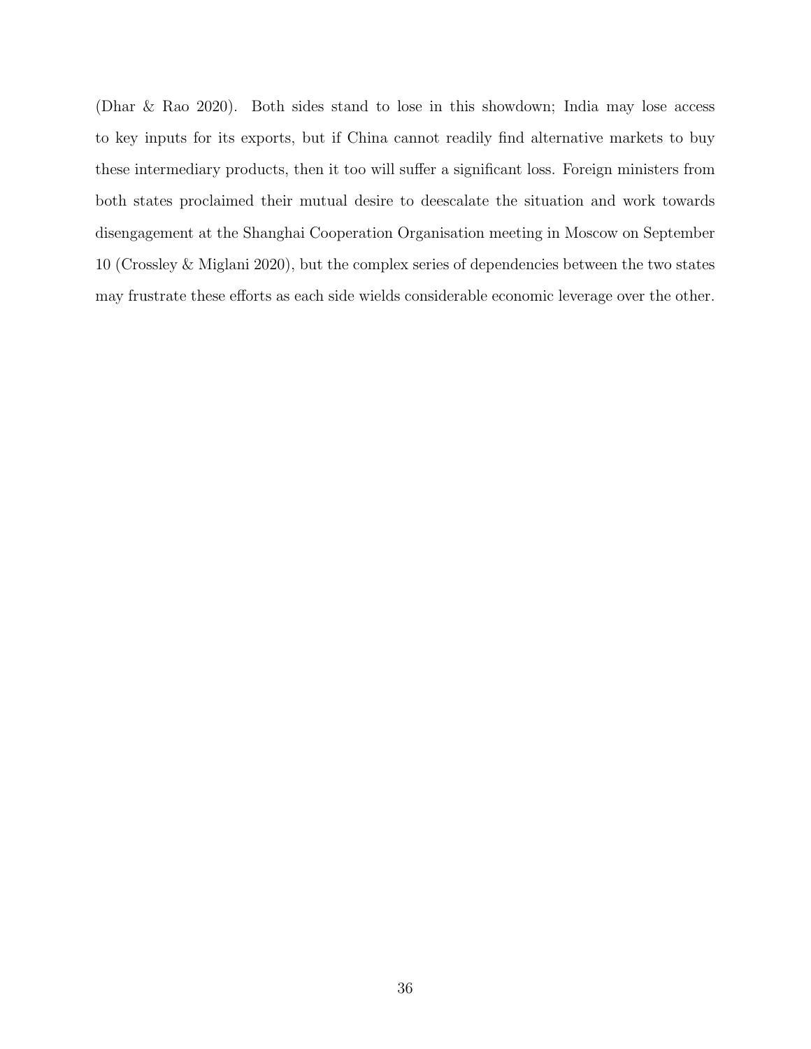(Dhar & Rao 2020). Both sides stand to lose in this showdown; India may lose access to key inputs for its exports, but if China cannot readily find alternative markets to buy these intermediary products, then it too will suffer a significant loss. Foreign ministers from both states proclaimed their mutual desire to deescalate the situation and work towards disengagement at the Shanghai Cooperation Organisation meeting in Moscow on September 10 (Crossley & Miglani 2020), but the complex series of dependencies between the two states may frustrate these efforts as each side wields considerable economic leverage over the other.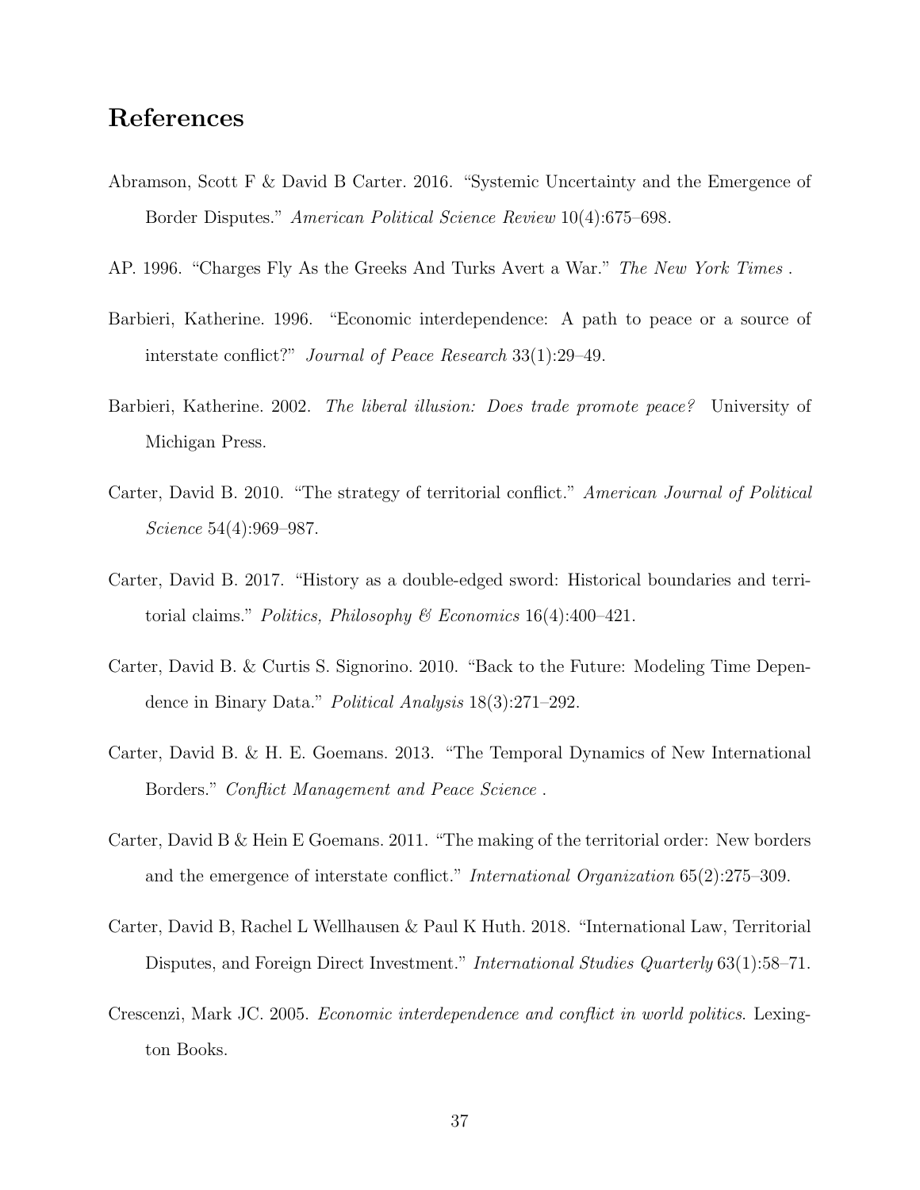## References

Abramson, Scott F & David B Carter. 2016. "Systemic Uncertainty and the Emergence of Border Disputes." *American Political Science Review* 10(4):675–698.

AP. 1996. "Charges Fly As the Greeks And Turks Avert a War." *The New York Times* .

Barbieri, Katherine. 1996. "Economic interdependence: A path to peace or a source of interstate conflict?" *Journal of Peace Research* 33(1):29–49.

Barbieri, Katherine. 2002. *The liberal illusion: Does trade promote peace?* University of Michigan Press.

Carter, David B. 2010. "The strategy of territorial conflict." *American Journal of Political Science* 54(4):969–987.

Carter, David B. 2017. "History as a double-edged sword: Historical boundaries and territorial claims." *Politics, Philosophy & Economics* 16(4):400–421.

Carter, David B. & Curtis S. Signorino. 2010. "Back to the Future: Modeling Time Dependence in Binary Data." *Political Analysis* 18(3):271–292.

Carter, David B. & H. E. Goemans. 2013. "The Temporal Dynamics of New International Borders." *Conflict Management and Peace Science* .

Carter, David B & Hein E Goemans. 2011. "The making of the territorial order: New borders and the emergence of interstate conflict." *International Organization* 65(2):275–309.

Carter, David B, Rachel L Wellhausen & Paul K Huth. 2018. "International Law, Territorial Disputes, and Foreign Direct Investment." *International Studies Quarterly* 63(1):58–71.

Crescenzi, Mark JC. 2005. *Economic interdependence and conflict in world politics*. Lexington Books.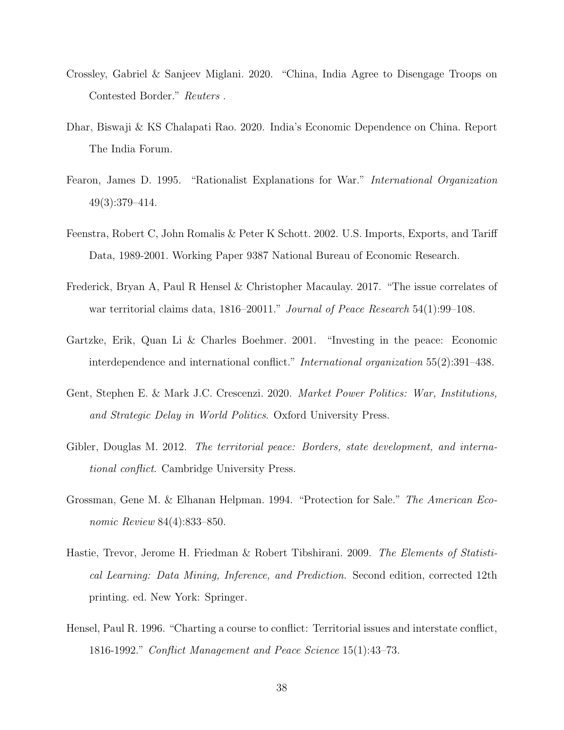Crossley, Gabriel & Sanjeev Miglani. 2020. "China, India Agree to Disengage Troops on Contested Border." *Reuters* .

Dhar, Biswaji & KS Chalapati Rao. 2020. India's Economic Dependence on China. Report The India Forum.

Fearon, James D. 1995. "Rationalist Explanations for War." *International Organization* 49(3):379–414.

Feenstra, Robert C, John Romalis & Peter K Schott. 2002. U.S. Imports, Exports, and Tariff Data, 1989-2001. Working Paper 9387 National Bureau of Economic Research.

Frederick, Bryan A, Paul R Hensel & Christopher Macaulay. 2017. "The issue correlates of war territorial claims data, 1816–20011." *Journal of Peace Research* 54(1):99–108.

Gartzke, Erik, Quan Li & Charles Boehmer. 2001. "Investing in the peace: Economic interdependence and international conflict." *International organization* 55(2):391–438.

Gent, Stephen E. & Mark J.C. Crescenzi. 2020. *Market Power Politics: War, Institutions, and Strategic Delay in World Politics*. Oxford University Press.

Gibler, Douglas M. 2012. *The territorial peace: Borders, state development, and international conflict*. Cambridge University Press.

Grossman, Gene M. & Elhanan Helpman. 1994. "Protection for Sale." *The American Economic Review* 84(4):833–850.

Hastie, Trevor, Jerome H. Friedman & Robert Tibshirani. 2009. *The Elements of Statistical Learning: Data Mining, Inference, and Prediction*. Second edition, corrected 12th printing. ed. New York: Springer.

Hensel, Paul R. 1996. "Charting a course to conflict: Territorial issues and interstate conflict, 1816-1992." *Conflict Management and Peace Science* 15(1):43–73.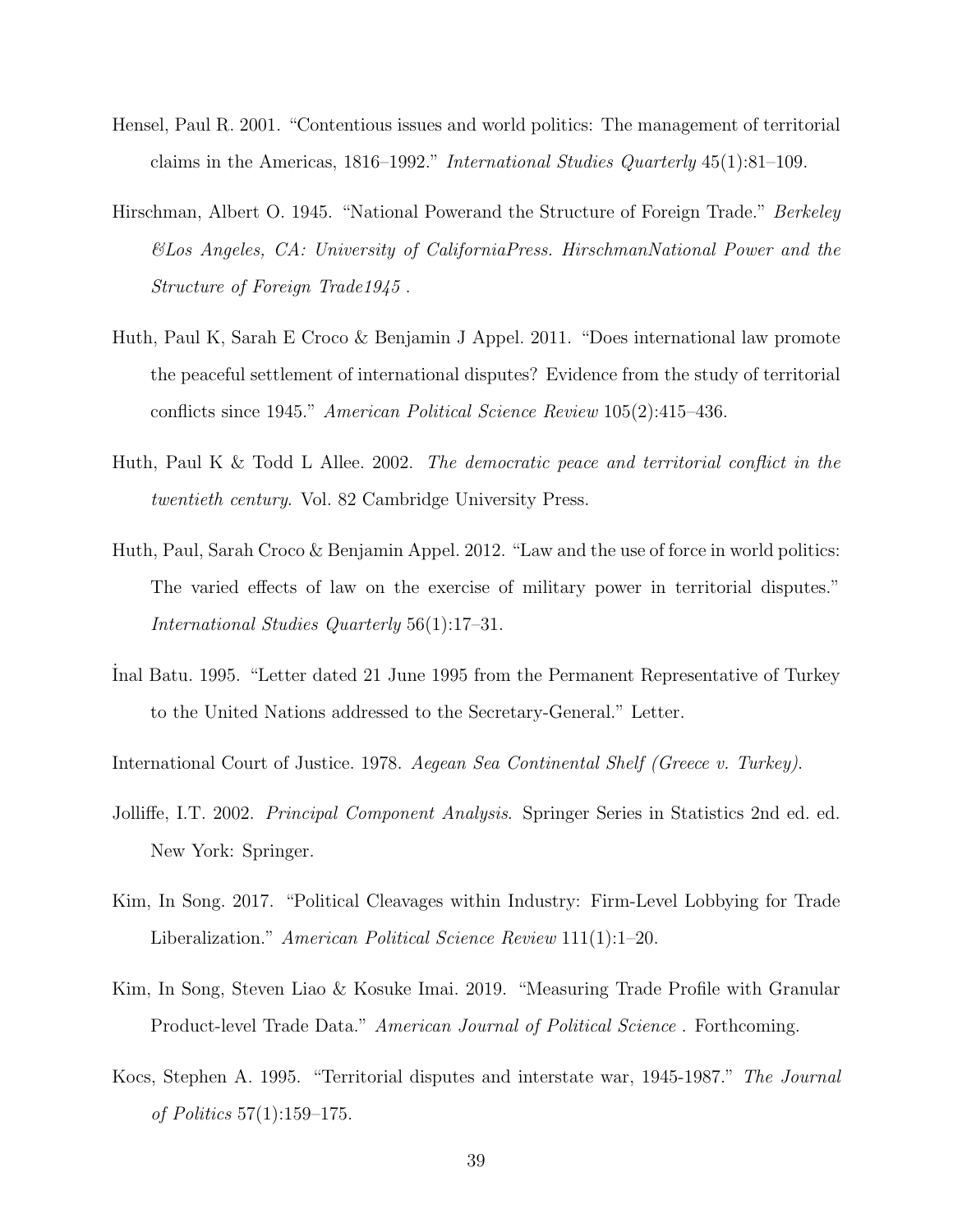Hensel, Paul R. 2001. "Contentious issues and world politics: The management of territorial claims in the Americas, 1816–1992." *International Studies Quarterly* 45(1):81–109.

Hirschman, Albert O. 1945. "National Powerand the Structure of Foreign Trade." *Berkeley &Los Angeles, CA: University of CaliforniaPress. HirschmanNational Power and the Structure of Foreign Trade1945* .

Huth, Paul K, Sarah E Croco & Benjamin J Appel. 2011. "Does international law promote the peaceful settlement of international disputes? Evidence from the study of territorial conflicts since 1945." *American Political Science Review* 105(2):415–436.

Huth, Paul K & Todd L Allee. 2002. *The democratic peace and territorial conflict in the twentieth century*. Vol. 82 Cambridge University Press.

Huth, Paul, Sarah Croco & Benjamin Appel. 2012. "Law and the use of force in world politics: The varied effects of law on the exercise of military power in territorial disputes." *International Studies Quarterly* 56(1):17–31.

İnal Batu. 1995. "Letter dated 21 June 1995 from the Permanent Representative of Turkey to the United Nations addressed to the Secretary-General." Letter.

International Court of Justice. 1978. *Aegean Sea Continental Shelf (Greece v. Turkey)*.

Jolliffe, I.T. 2002. *Principal Component Analysis*. Springer Series in Statistics 2nd ed. ed. New York: Springer.

Kim, In Song. 2017. "Political Cleavages within Industry: Firm-Level Lobbying for Trade Liberalization." *American Political Science Review* 111(1):1–20.

Kim, In Song, Steven Liao & Kosuke Imai. 2019. "Measuring Trade Profile with Granular Product-level Trade Data." *American Journal of Political Science* . Forthcoming.

Kocs, Stephen A. 1995. "Territorial disputes and interstate war, 1945-1987." *The Journal of Politics* 57(1):159–175.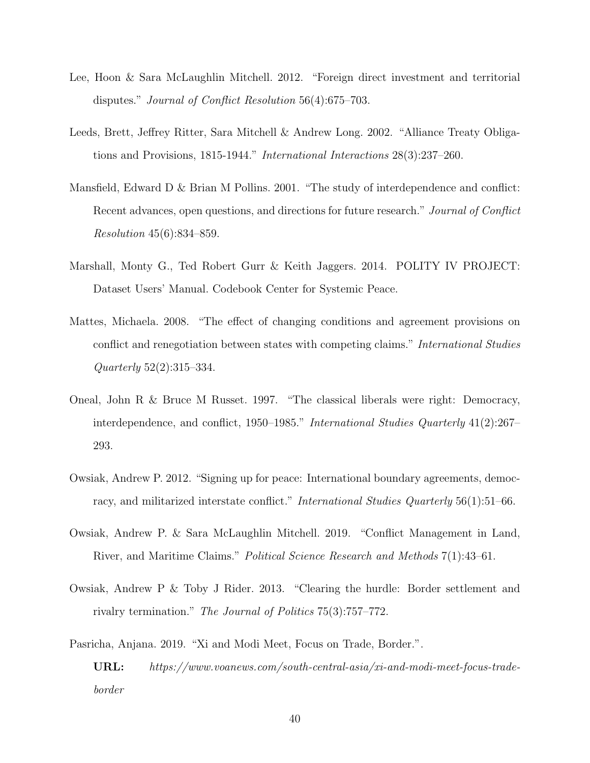Lee, Hoon & Sara McLaughlin Mitchell. 2012. "Foreign direct investment and territorial disputes." *Journal of Conflict Resolution* 56(4):675–703.

Leeds, Brett, Jeffrey Ritter, Sara Mitchell & Andrew Long. 2002. "Alliance Treaty Obligations and Provisions, 1815-1944." *International Interactions* 28(3):237–260.

Mansfield, Edward D & Brian M Pollins. 2001. "The study of interdependence and conflict: Recent advances, open questions, and directions for future research." *Journal of Conflict Resolution* 45(6):834–859.

Marshall, Monty G., Ted Robert Gurr & Keith Jaggers. 2014. POLITY IV PROJECT: Dataset Users' Manual. Codebook Center for Systemic Peace.

Mattes, Michaela. 2008. "The effect of changing conditions and agreement provisions on conflict and renegotiation between states with competing claims." *International Studies Quarterly* 52(2):315–334.

Oneal, John R & Bruce M Russet. 1997. "The classical liberals were right: Democracy, interdependence, and conflict, 1950–1985." *International Studies Quarterly* 41(2):267–293.

Owsiak, Andrew P. 2012. "Signing up for peace: International boundary agreements, democracy, and militarized interstate conflict." *International Studies Quarterly* 56(1):51–66.

Owsiak, Andrew P. & Sara McLaughlin Mitchell. 2019. "Conflict Management in Land, River, and Maritime Claims." *Political Science Research and Methods* 7(1):43–61.

Owsiak, Andrew P & Toby J Rider. 2013. "Clearing the hurdle: Border settlement and rivalry termination." *The Journal of Politics* 75(3):757–772.

Pasricha, Anjana. 2019. "Xi and Modi Meet, Focus on Trade, Border.".

**URL:** *https://www.voanews.com/south-central-asia/xi-and-modi-meet-focus-trade-border*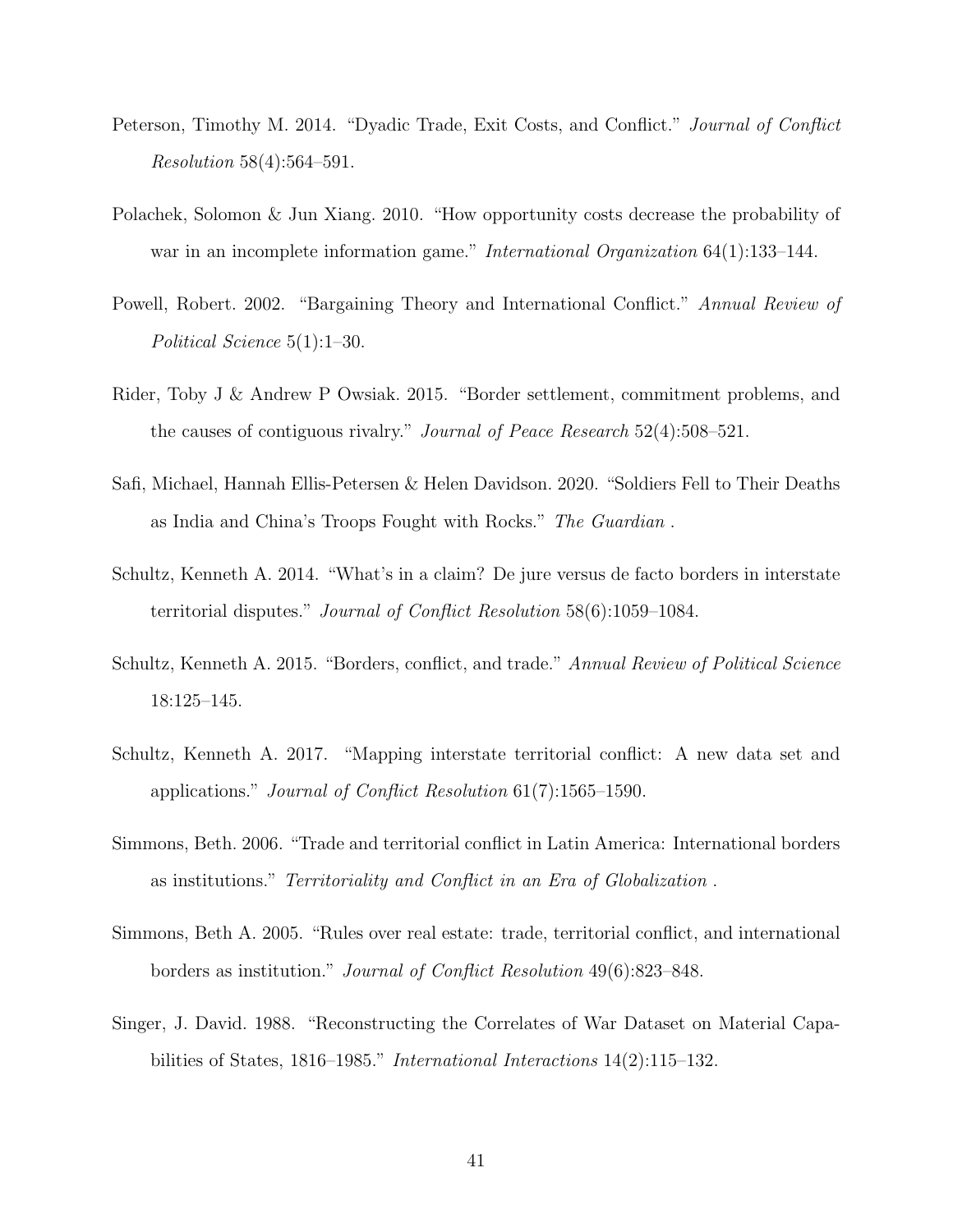Peterson, Timothy M. 2014. "Dyadic Trade, Exit Costs, and Conflict." *Journal of Conflict Resolution* 58(4):564–591.

Polachek, Solomon & Jun Xiang. 2010. "How opportunity costs decrease the probability of war in an incomplete information game." *International Organization* 64(1):133–144.

Powell, Robert. 2002. "Bargaining Theory and International Conflict." *Annual Review of Political Science* 5(1):1–30.

Rider, Toby J & Andrew P Owsiak. 2015. "Border settlement, commitment problems, and the causes of contiguous rivalry." *Journal of Peace Research* 52(4):508–521.

Safi, Michael, Hannah Ellis-Petersen & Helen Davidson. 2020. "Soldiers Fell to Their Deaths as India and China's Troops Fought with Rocks." *The Guardian* .

Schultz, Kenneth A. 2014. "What's in a claim? De jure versus de facto borders in interstate territorial disputes." *Journal of Conflict Resolution* 58(6):1059–1084.

Schultz, Kenneth A. 2015. "Borders, conflict, and trade." *Annual Review of Political Science* 18:125–145.

Schultz, Kenneth A. 2017. "Mapping interstate territorial conflict: A new data set and applications." *Journal of Conflict Resolution* 61(7):1565–1590.

Simmons, Beth. 2006. "Trade and territorial conflict in Latin America: International borders as institutions." *Territoriality and Conflict in an Era of Globalization* .

Simmons, Beth A. 2005. "Rules over real estate: trade, territorial conflict, and international borders as institution." *Journal of Conflict Resolution* 49(6):823–848.

Singer, J. David. 1988. "Reconstructing the Correlates of War Dataset on Material Capabilities of States, 1816–1985." *International Interactions* 14(2):115–132.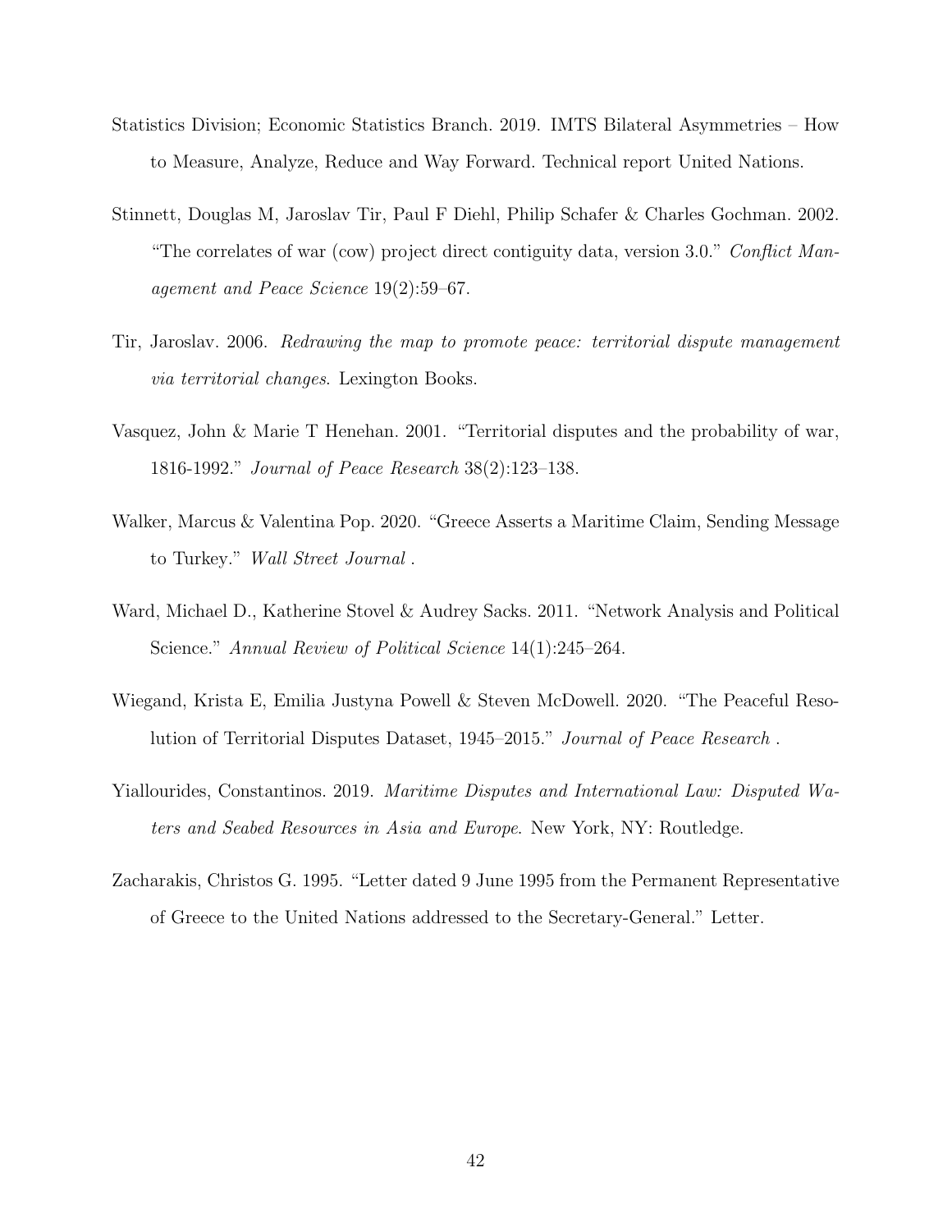Statistics Division; Economic Statistics Branch. 2019. IMTS Bilateral Asymmetries – How to Measure, Analyze, Reduce and Way Forward. Technical report United Nations.

Stinnett, Douglas M, Jaroslav Tir, Paul F Diehl, Philip Schafer & Charles Gochman. 2002. "The correlates of war (cow) project direct contiguity data, version 3.0." *Conflict Management and Peace Science* 19(2):59–67.

Tir, Jaroslav. 2006. *Redrawing the map to promote peace: territorial dispute management via territorial changes*. Lexington Books.

Vasquez, John & Marie T Henehan. 2001. "Territorial disputes and the probability of war, 1816-1992." *Journal of Peace Research* 38(2):123–138.

Walker, Marcus & Valentina Pop. 2020. "Greece Asserts a Maritime Claim, Sending Message to Turkey." *Wall Street Journal* .

Ward, Michael D., Katherine Stovel & Audrey Sacks. 2011. "Network Analysis and Political Science." *Annual Review of Political Science* 14(1):245–264.

Wiegand, Krista E, Emilia Justyna Powell & Steven McDowell. 2020. "The Peaceful Resolution of Territorial Disputes Dataset, 1945–2015." *Journal of Peace Research* .

Yiallourides, Constantinos. 2019. *Maritime Disputes and International Law: Disputed Waters and Seabed Resources in Asia and Europe*. New York, NY: Routledge.

Zacharakis, Christos G. 1995. "Letter dated 9 June 1995 from the Permanent Representative of Greece to the United Nations addressed to the Secretary-General." Letter.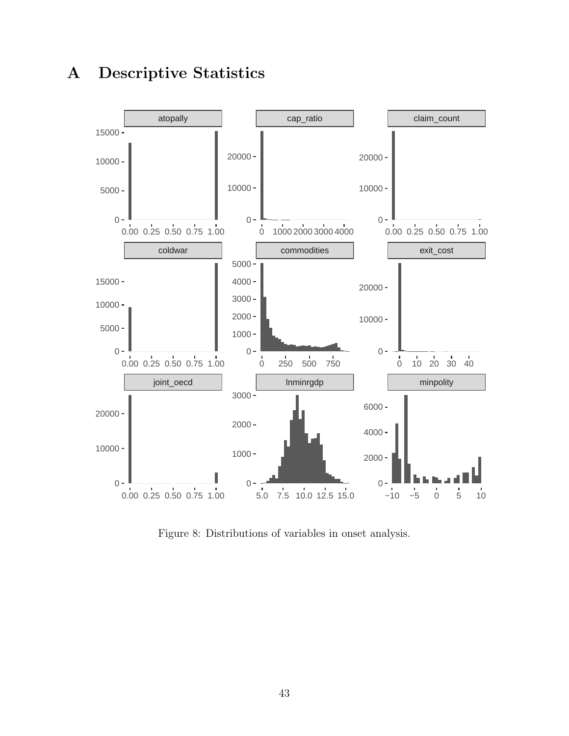# A Descriptive Statistics

Figure 8: Distributions of variables in onset analysis.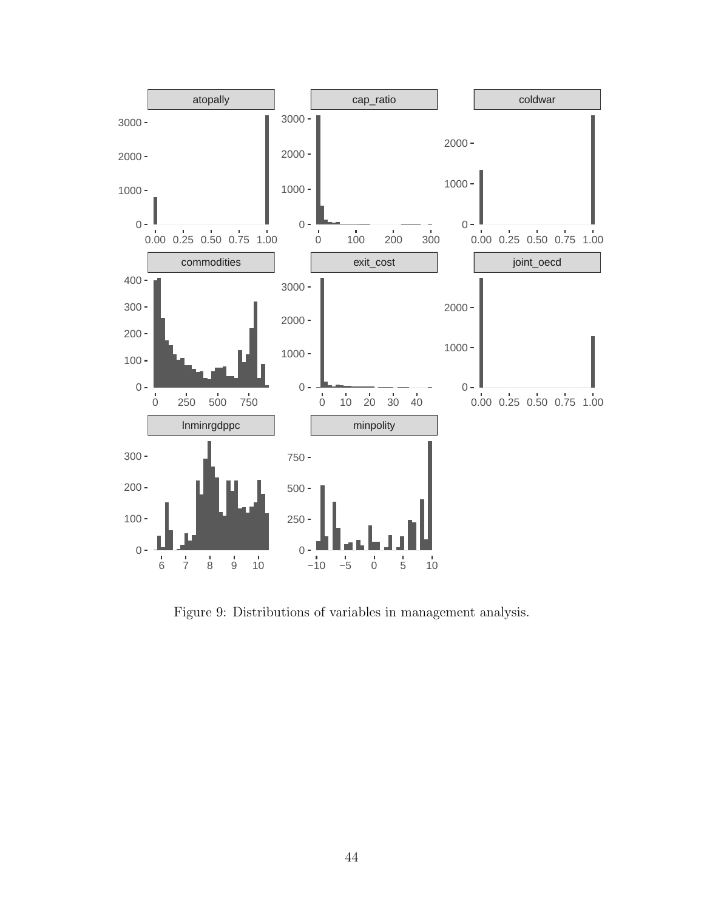Figure 9: Distributions of variables in management analysis.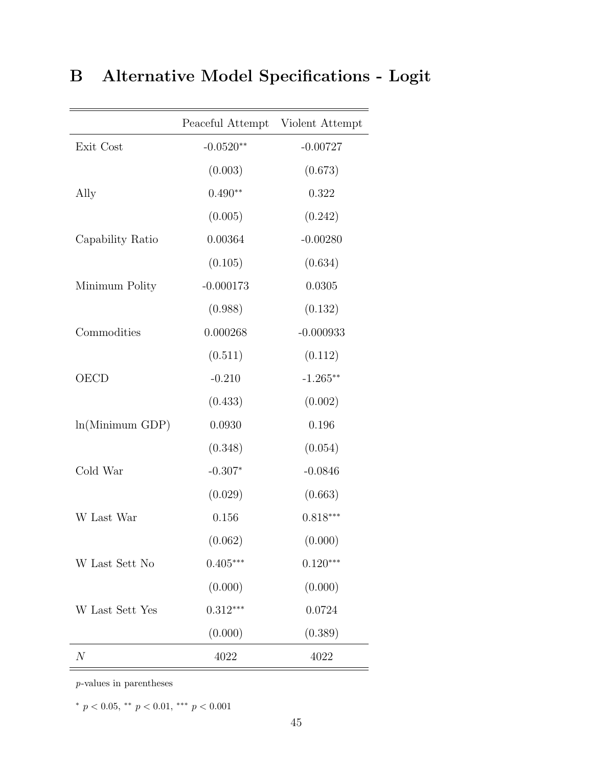# B Alternative Model Specifications - Logit

| | Peaceful Attempt | Violent Attempt |
|---|---|---|
| Exit Cost | -0.0520** | -0.00727 |
| | (0.003) | (0.673) |
| Ally | 0.490** | 0.322 |
| | (0.005) | (0.242) |
| Capability Ratio | 0.00364 | -0.00280 |
| | (0.105) | (0.634) |
| Minimum Polity | -0.000173 | 0.0305 |
| | (0.988) | (0.132) |
| Commodities | 0.000268 | -0.000933 |
| | (0.511) | (0.112) |
| OECD | -0.210 | -1.265** |
| | (0.433) | (0.002) |
| ln(Minimum GDP) | 0.0930 | 0.196 |
| | (0.348) | (0.054) |
| Cold War | -0.307* | -0.0846 |
| | (0.029) | (0.663) |
| W Last War | 0.156 | 0.818*** |
| | (0.062) | (0.000) |
| W Last Sett No | 0.405*** | 0.120*** |
| | (0.000) | (0.000) |
| W Last Sett Yes | 0.312*** | 0.0724 |
| | (0.000) | (0.389) |
| $N$ | 4022 | 4022 |

$p$-values in parentheses

* $p < 0.05$, ** $p < 0.01$, *** $p < 0.001$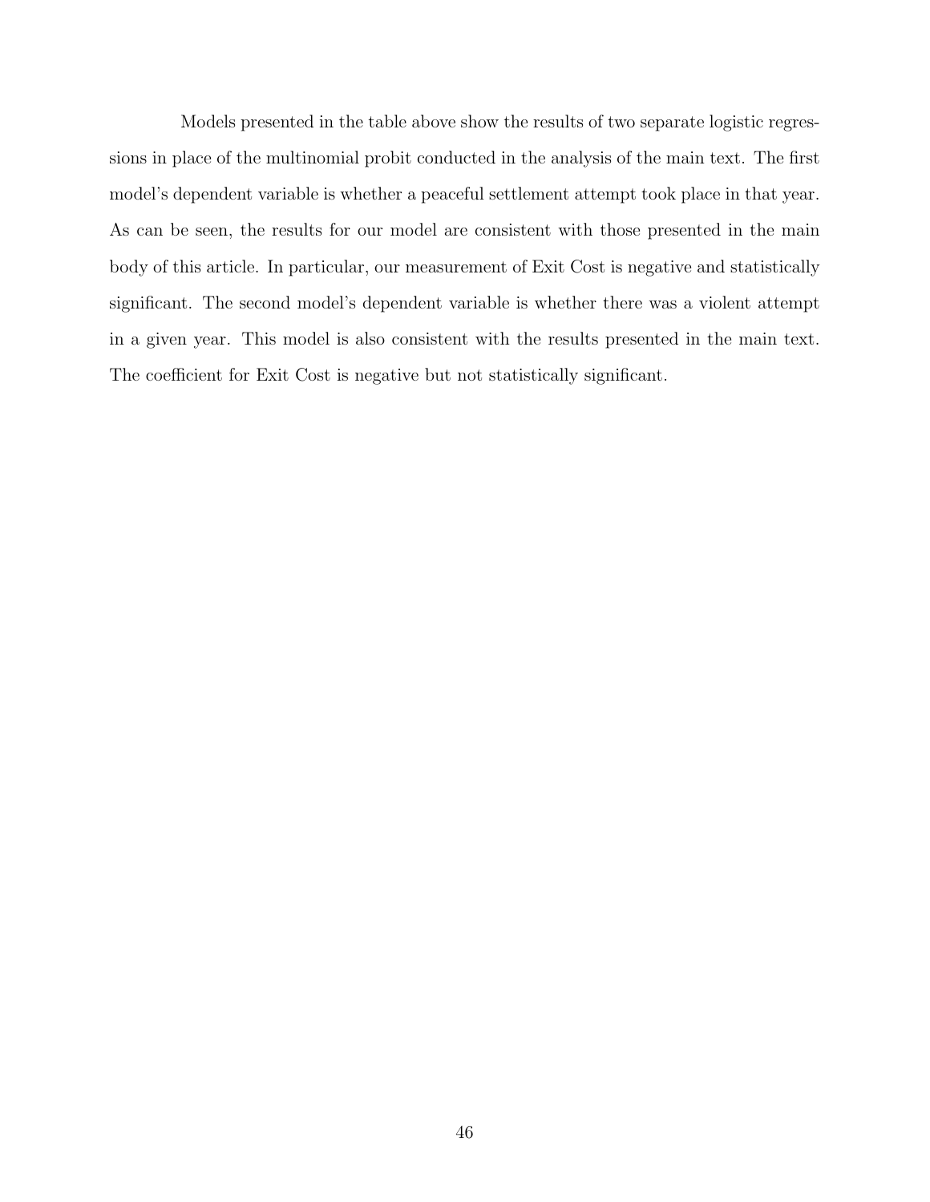Models presented in the table above show the results of two separate logistic regressions in place of the multinomial probit conducted in the analysis of the main text. The first model's dependent variable is whether a peaceful settlement attempt took place in that year. As can be seen, the results for our model are consistent with those presented in the main body of this article. In particular, our measurement of Exit Cost is negative and statistically significant. The second model's dependent variable is whether there was a violent attempt in a given year. This model is also consistent with the results presented in the main text. The coefficient for Exit Cost is negative but not statistically significant.